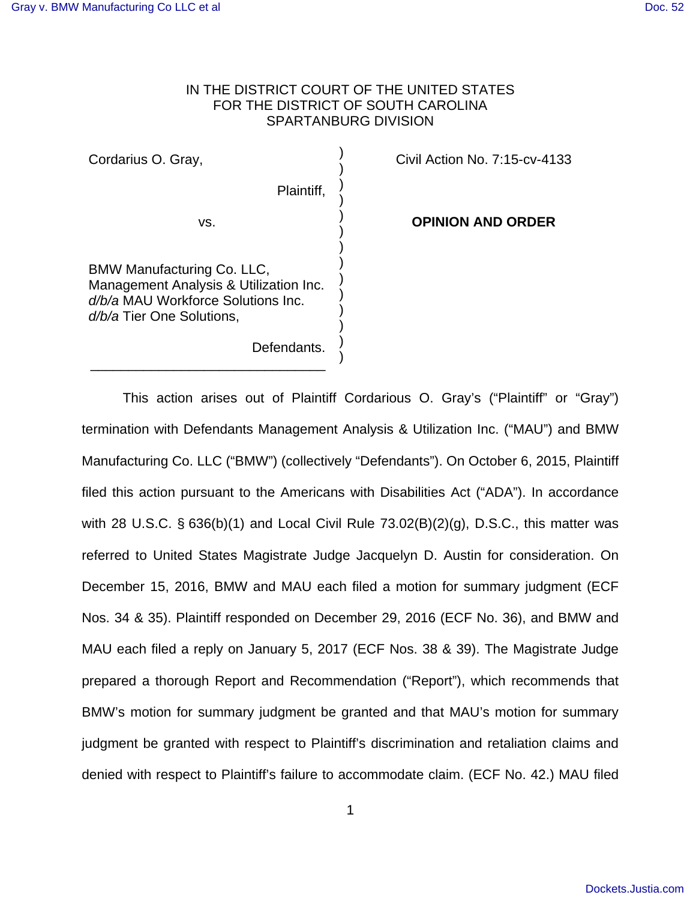IN THE DISTRICT COURT OF THE UNITED STATES
FOR THE DISTRICT OF SOUTH CAROLINA
SPARTANBURG DIVISION

Cordarius O. Gray,

Plaintiff,

vs.

BMW Manufacturing Co. LLC, Management Analysis & Utilization Inc. *d/b/a* MAU Workforce Solutions Inc. *d/b/a* Tier One Solutions,

Defendants.

Civil Action No. 7:15-cv-4133

**OPINION AND ORDER**

This action arises out of Plaintiff Cordarious O. Gray's ("Plaintiff" or "Gray") termination with Defendants Management Analysis & Utilization Inc. ("MAU") and BMW Manufacturing Co. LLC ("BMW") (collectively "Defendants"). On October 6, 2015, Plaintiff filed this action pursuant to the Americans with Disabilities Act ("ADA"). In accordance with 28 U.S.C. § 636(b)(1) and Local Civil Rule 73.02(B)(2)(g), D.S.C., this matter was referred to United States Magistrate Judge Jacquelyn D. Austin for consideration. On December 15, 2016, BMW and MAU each filed a motion for summary judgment (ECF Nos. 34 & 35). Plaintiff responded on December 29, 2016 (ECF No. 36), and BMW and MAU each filed a reply on January 5, 2017 (ECF Nos. 38 & 39). The Magistrate Judge prepared a thorough Report and Recommendation ("Report"), which recommends that BMW's motion for summary judgment be granted and that MAU's motion for summary judgment be granted with respect to Plaintiff's discrimination and retaliation claims and denied with respect to Plaintiff's failure to accommodate claim. (ECF No. 42.) MAU filed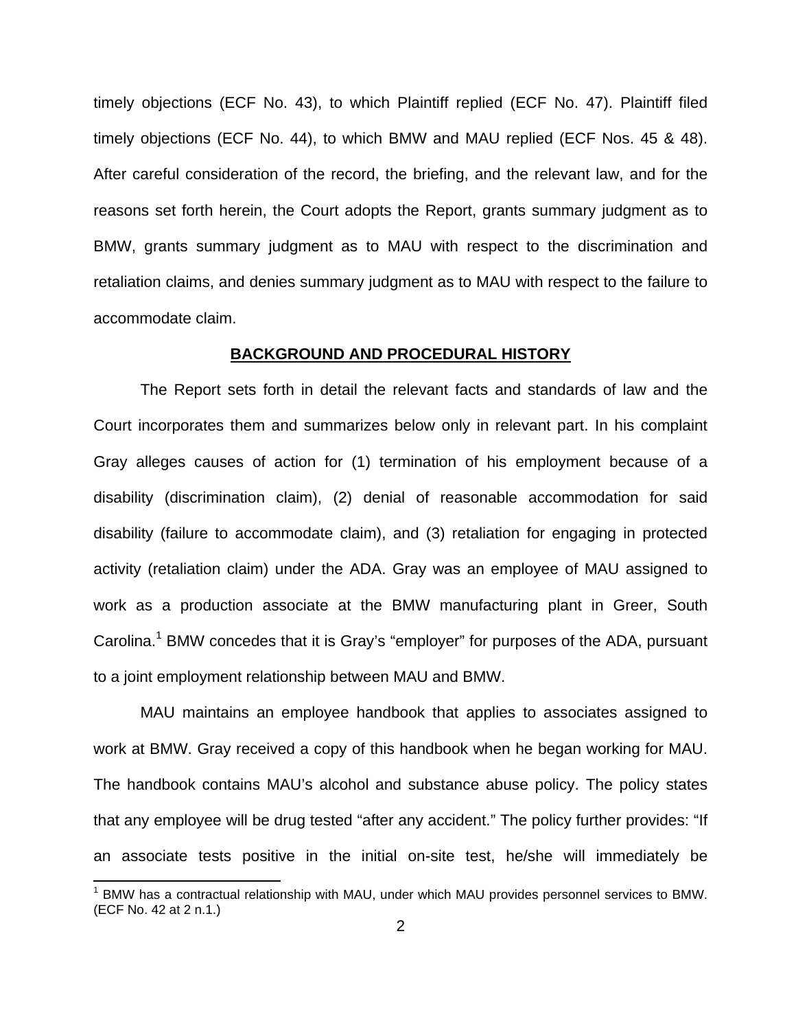timely objections (ECF No. 43), to which Plaintiff replied (ECF No. 47). Plaintiff filed timely objections (ECF No. 44), to which BMW and MAU replied (ECF Nos. 45 & 48). After careful consideration of the record, the briefing, and the relevant law, and for the reasons set forth herein, the Court adopts the Report, grants summary judgment as to BMW, grants summary judgment as to MAU with respect to the discrimination and retaliation claims, and denies summary judgment as to MAU with respect to the failure to accommodate claim.

## BACKGROUND AND PROCEDURAL HISTORY

The Report sets forth in detail the relevant facts and standards of law and the Court incorporates them and summarizes below only in relevant part. In his complaint Gray alleges causes of action for (1) termination of his employment because of a disability (discrimination claim), (2) denial of reasonable accommodation for said disability (failure to accommodate claim), and (3) retaliation for engaging in protected activity (retaliation claim) under the ADA. Gray was an employee of MAU assigned to work as a production associate at the BMW manufacturing plant in Greer, South Carolina.[1] BMW concedes that it is Gray's "employer" for purposes of the ADA, pursuant to a joint employment relationship between MAU and BMW.

MAU maintains an employee handbook that applies to associates assigned to work at BMW. Gray received a copy of this handbook when he began working for MAU. The handbook contains MAU's alcohol and substance abuse policy. The policy states that any employee will be drug tested "after any accident." The policy further provides: "If an associate tests positive in the initial on-site test, he/she will immediately be

[1] BMW has a contractual relationship with MAU, under which MAU provides personnel services to BMW. (ECF No. 42 at 2 n.1.)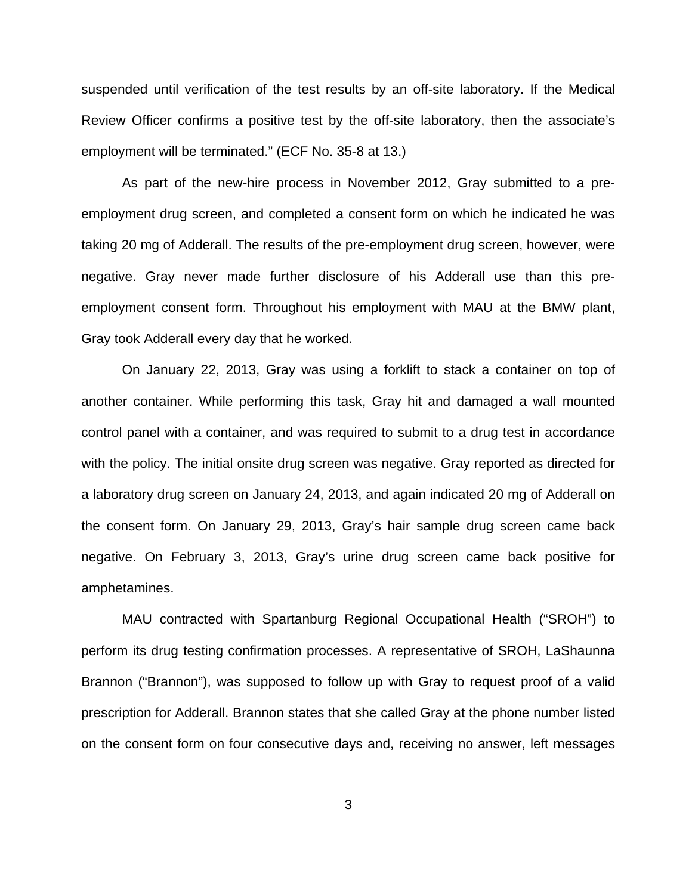suspended until verification of the test results by an off-site laboratory. If the Medical Review Officer confirms a positive test by the off-site laboratory, then the associate's employment will be terminated." (ECF No. 35-8 at 13.)

As part of the new-hire process in November 2012, Gray submitted to a pre-employment drug screen, and completed a consent form on which he indicated he was taking 20 mg of Adderall. The results of the pre-employment drug screen, however, were negative. Gray never made further disclosure of his Adderall use than this pre-employment consent form. Throughout his employment with MAU at the BMW plant, Gray took Adderall every day that he worked.

On January 22, 2013, Gray was using a forklift to stack a container on top of another container. While performing this task, Gray hit and damaged a wall mounted control panel with a container, and was required to submit to a drug test in accordance with the policy. The initial onsite drug screen was negative. Gray reported as directed for a laboratory drug screen on January 24, 2013, and again indicated 20 mg of Adderall on the consent form. On January 29, 2013, Gray's hair sample drug screen came back negative. On February 3, 2013, Gray's urine drug screen came back positive for amphetamines.

MAU contracted with Spartanburg Regional Occupational Health ("SROH") to perform its drug testing confirmation processes. A representative of SROH, LaShaunna Brannon ("Brannon"), was supposed to follow up with Gray to request proof of a valid prescription for Adderall. Brannon states that she called Gray at the phone number listed on the consent form on four consecutive days and, receiving no answer, left messages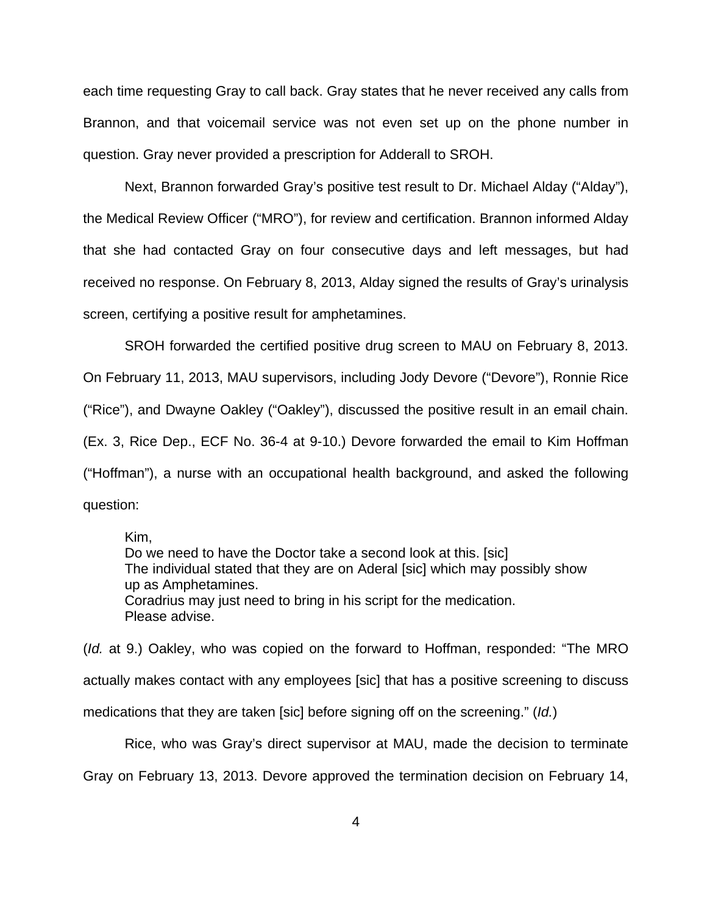each time requesting Gray to call back. Gray states that he never received any calls from Brannon, and that voicemail service was not even set up on the phone number in question. Gray never provided a prescription for Adderall to SROH.

Next, Brannon forwarded Gray's positive test result to Dr. Michael Alday ("Alday"), the Medical Review Officer ("MRO"), for review and certification. Brannon informed Alday that she had contacted Gray on four consecutive days and left messages, but had received no response. On February 8, 2013, Alday signed the results of Gray's urinalysis screen, certifying a positive result for amphetamines.

SROH forwarded the certified positive drug screen to MAU on February 8, 2013. On February 11, 2013, MAU supervisors, including Jody Devore ("Devore"), Ronnie Rice ("Rice"), and Dwayne Oakley ("Oakley"), discussed the positive result in an email chain. (Ex. 3, Rice Dep., ECF No. 36-4 at 9-10.) Devore forwarded the email to Kim Hoffman ("Hoffman"), a nurse with an occupational health background, and asked the following question:

> Kim,
> Do we need to have the Doctor take a second look at this. [sic]
> The individual stated that they are on Aderal [sic] which may possibly show up as Amphetamines.
> Coradrius may just need to bring in his script for the medication.
> Please advise.

(*Id.* at 9.) Oakley, who was copied on the forward to Hoffman, responded: "The MRO actually makes contact with any employees [sic] that has a positive screening to discuss medications that they are taken [sic] before signing off on the screening." (*Id.*)

Rice, who was Gray's direct supervisor at MAU, made the decision to terminate Gray on February 13, 2013. Devore approved the termination decision on February 14,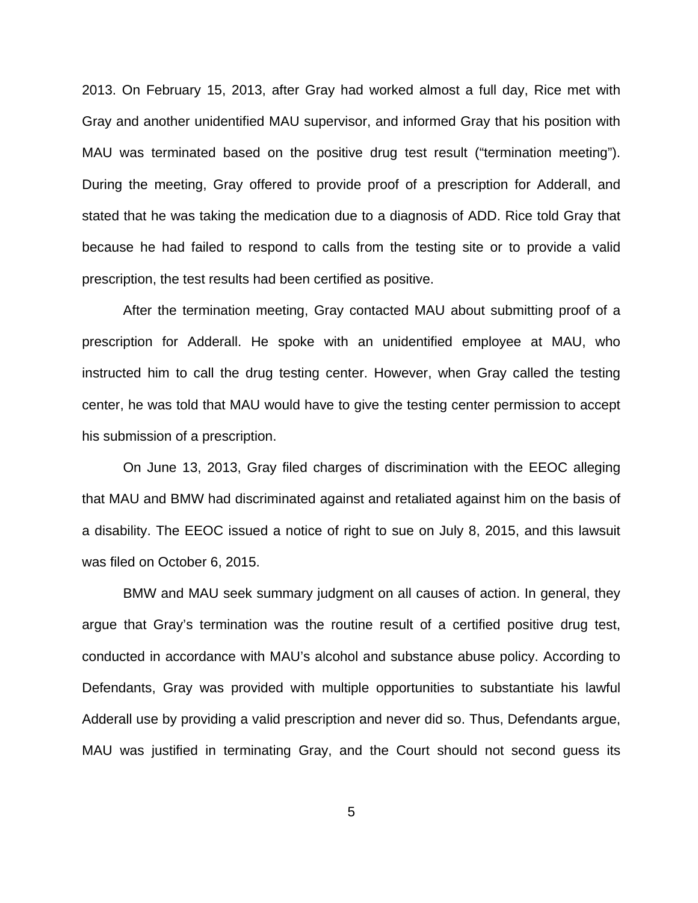2013. On February 15, 2013, after Gray had worked almost a full day, Rice met with Gray and another unidentified MAU supervisor, and informed Gray that his position with MAU was terminated based on the positive drug test result ("termination meeting"). During the meeting, Gray offered to provide proof of a prescription for Adderall, and stated that he was taking the medication due to a diagnosis of ADD. Rice told Gray that because he had failed to respond to calls from the testing site or to provide a valid prescription, the test results had been certified as positive.

After the termination meeting, Gray contacted MAU about submitting proof of a prescription for Adderall. He spoke with an unidentified employee at MAU, who instructed him to call the drug testing center. However, when Gray called the testing center, he was told that MAU would have to give the testing center permission to accept his submission of a prescription.

On June 13, 2013, Gray filed charges of discrimination with the EEOC alleging that MAU and BMW had discriminated against and retaliated against him on the basis of a disability. The EEOC issued a notice of right to sue on July 8, 2015, and this lawsuit was filed on October 6, 2015.

BMW and MAU seek summary judgment on all causes of action. In general, they argue that Gray's termination was the routine result of a certified positive drug test, conducted in accordance with MAU's alcohol and substance abuse policy. According to Defendants, Gray was provided with multiple opportunities to substantiate his lawful Adderall use by providing a valid prescription and never did so. Thus, Defendants argue, MAU was justified in terminating Gray, and the Court should not second guess its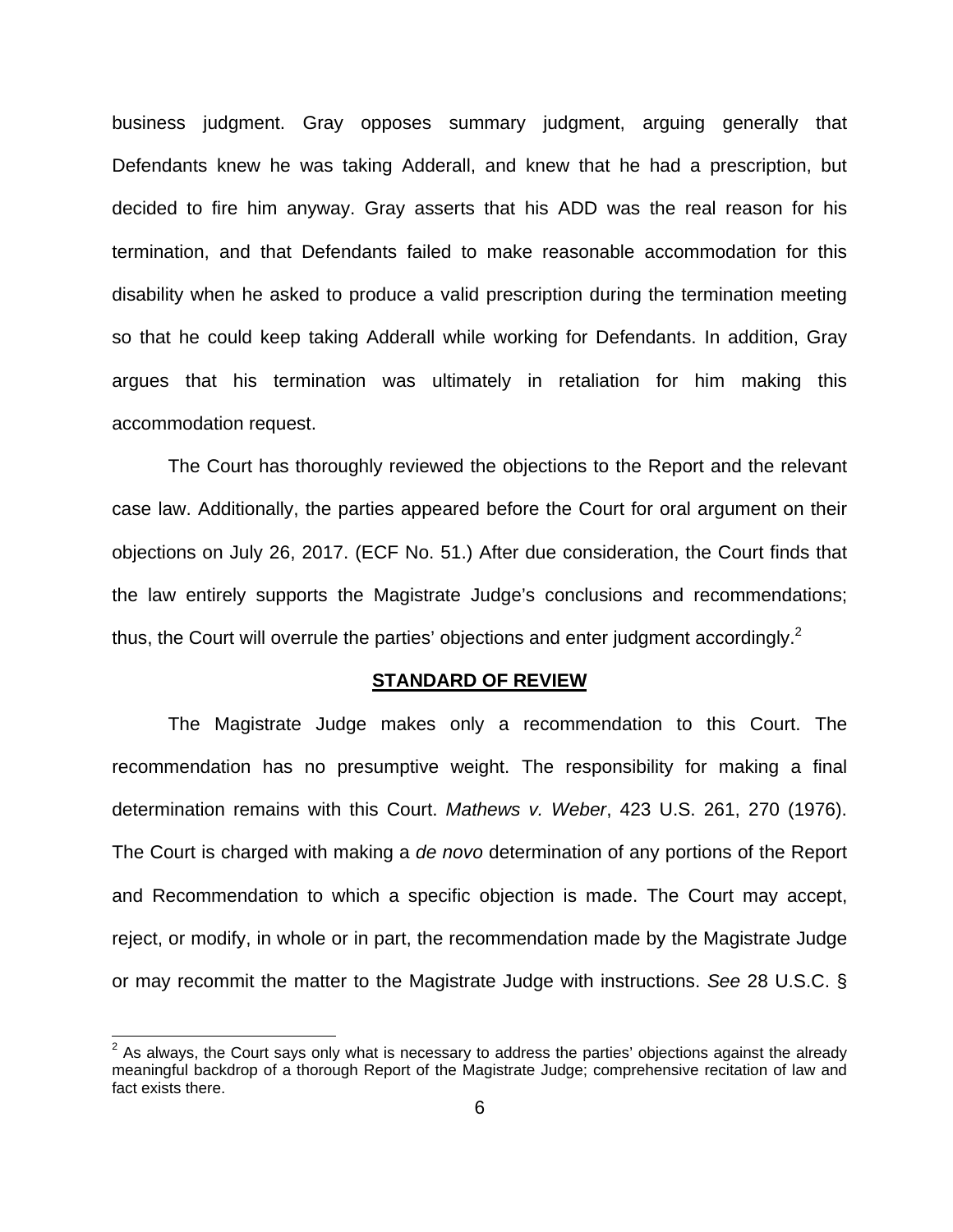business judgment. Gray opposes summary judgment, arguing generally that Defendants knew he was taking Adderall, and knew that he had a prescription, but decided to fire him anyway. Gray asserts that his ADD was the real reason for his termination, and that Defendants failed to make reasonable accommodation for this disability when he asked to produce a valid prescription during the termination meeting so that he could keep taking Adderall while working for Defendants. In addition, Gray argues that his termination was ultimately in retaliation for him making this accommodation request.

The Court has thoroughly reviewed the objections to the Report and the relevant case law. Additionally, the parties appeared before the Court for oral argument on their objections on July 26, 2017. (ECF No. 51.) After due consideration, the Court finds that the law entirely supports the Magistrate Judge's conclusions and recommendations; thus, the Court will overrule the parties' objections and enter judgment accordingly.[2]

**STANDARD OF REVIEW**

The Magistrate Judge makes only a recommendation to this Court. The recommendation has no presumptive weight. The responsibility for making a final determination remains with this Court. *Mathews v. Weber*, 423 U.S. 261, 270 (1976). The Court is charged with making a *de novo* determination of any portions of the Report and Recommendation to which a specific objection is made. The Court may accept, reject, or modify, in whole or in part, the recommendation made by the Magistrate Judge or may recommit the matter to the Magistrate Judge with instructions. *See* 28 U.S.C. §

[2] As always, the Court says only what is necessary to address the parties' objections against the already meaningful backdrop of a thorough Report of the Magistrate Judge; comprehensive recitation of law and fact exists there.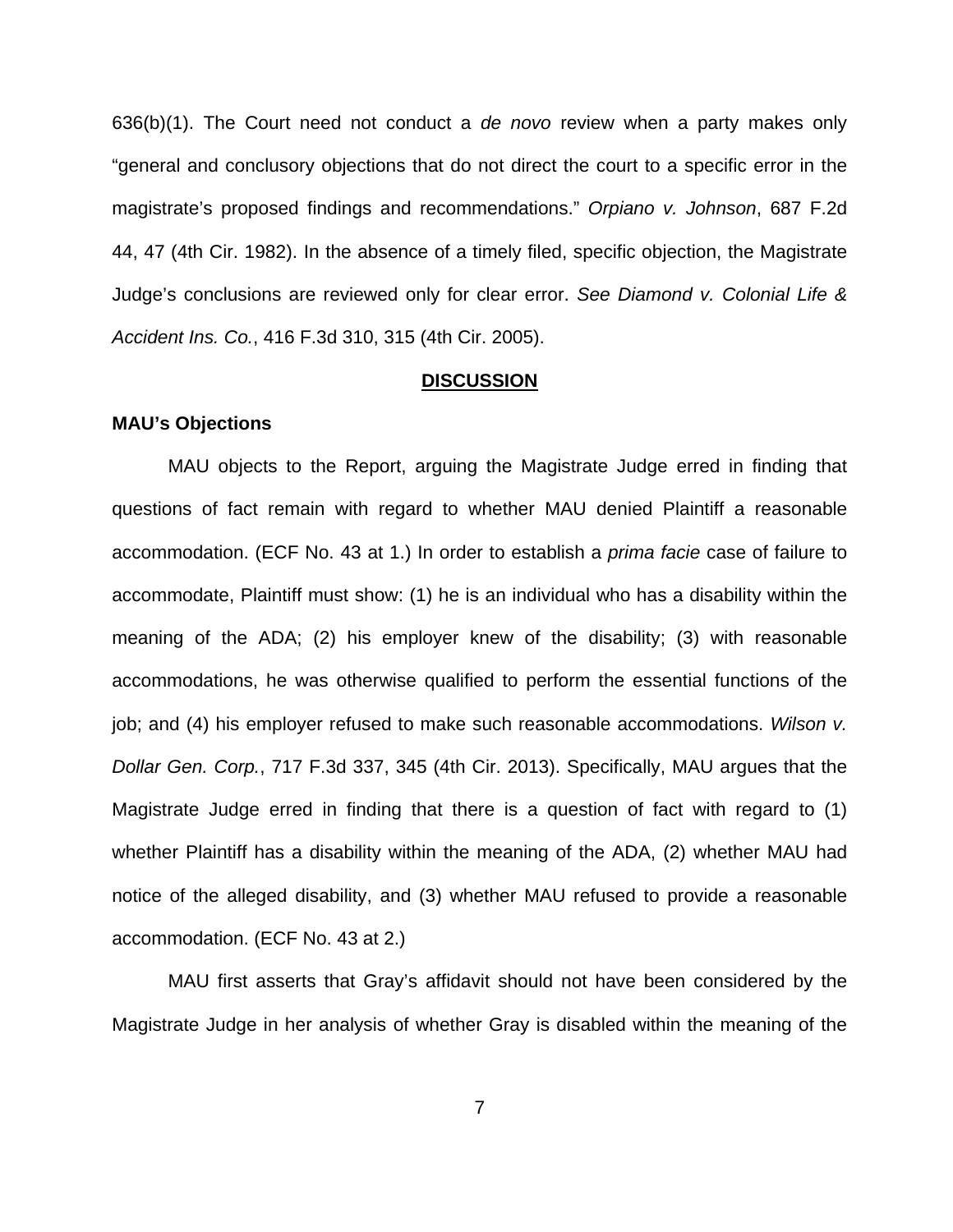636(b)(1). The Court need not conduct a *de novo* review when a party makes only "general and conclusory objections that do not direct the court to a specific error in the magistrate's proposed findings and recommendations." *Orpiano v. Johnson*, 687 F.2d 44, 47 (4th Cir. 1982). In the absence of a timely filed, specific objection, the Magistrate Judge's conclusions are reviewed only for clear error. *See Diamond v. Colonial Life & Accident Ins. Co.*, 416 F.3d 310, 315 (4th Cir. 2005).

## DISCUSSION

**MAU's Objections**

MAU objects to the Report, arguing the Magistrate Judge erred in finding that questions of fact remain with regard to whether MAU denied Plaintiff a reasonable accommodation. (ECF No. 43 at 1.) In order to establish a *prima facie* case of failure to accommodate, Plaintiff must show: (1) he is an individual who has a disability within the meaning of the ADA; (2) his employer knew of the disability; (3) with reasonable accommodations, he was otherwise qualified to perform the essential functions of the job; and (4) his employer refused to make such reasonable accommodations. *Wilson v. Dollar Gen. Corp.*, 717 F.3d 337, 345 (4th Cir. 2013). Specifically, MAU argues that the Magistrate Judge erred in finding that there is a question of fact with regard to (1) whether Plaintiff has a disability within the meaning of the ADA, (2) whether MAU had notice of the alleged disability, and (3) whether MAU refused to provide a reasonable accommodation. (ECF No. 43 at 2.)

MAU first asserts that Gray's affidavit should not have been considered by the Magistrate Judge in her analysis of whether Gray is disabled within the meaning of the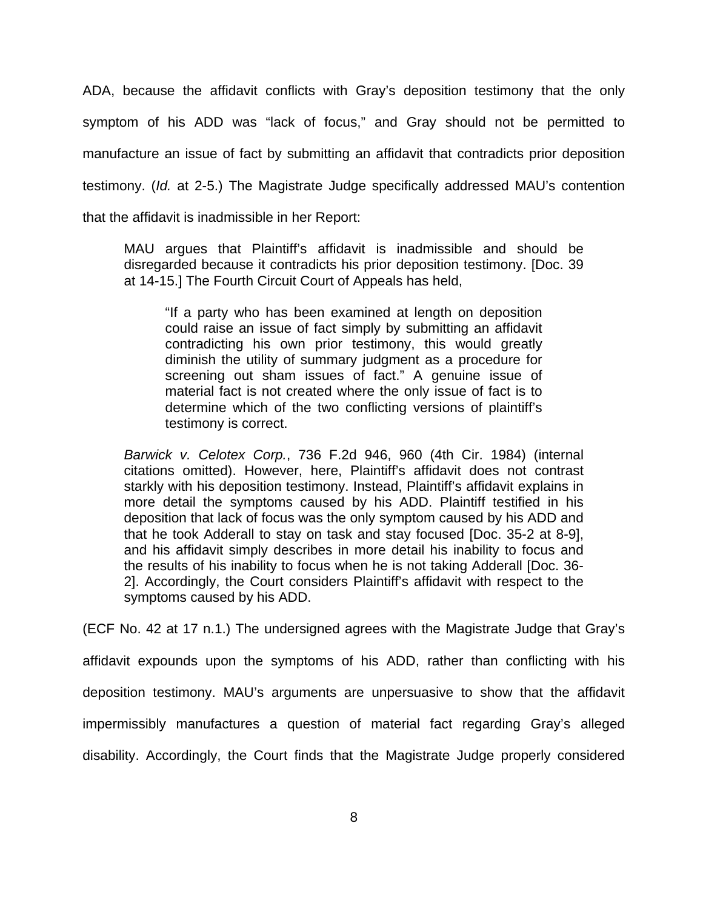ADA, because the affidavit conflicts with Gray's deposition testimony that the only symptom of his ADD was "lack of focus," and Gray should not be permitted to manufacture an issue of fact by submitting an affidavit that contradicts prior deposition testimony. (*Id.* at 2-5.) The Magistrate Judge specifically addressed MAU's contention that the affidavit is inadmissible in her Report:

> MAU argues that Plaintiff's affidavit is inadmissible and should be disregarded because it contradicts his prior deposition testimony. [Doc. 39 at 14-15.] The Fourth Circuit Court of Appeals has held,
>
> > "If a party who has been examined at length on deposition could raise an issue of fact simply by submitting an affidavit contradicting his own prior testimony, this would greatly diminish the utility of summary judgment as a procedure for screening out sham issues of fact." A genuine issue of material fact is not created where the only issue of fact is to determine which of the two conflicting versions of plaintiff's testimony is correct.
>
> *Barwick v. Celotex Corp.*, 736 F.2d 946, 960 (4th Cir. 1984) (internal citations omitted). However, here, Plaintiff's affidavit does not contrast starkly with his deposition testimony. Instead, Plaintiff's affidavit explains in more detail the symptoms caused by his ADD. Plaintiff testified in his deposition that lack of focus was the only symptom caused by his ADD and that he took Adderall to stay on task and stay focused [Doc. 35-2 at 8-9], and his affidavit simply describes in more detail his inability to focus and the results of his inability to focus when he is not taking Adderall [Doc. 36-2]. Accordingly, the Court considers Plaintiff's affidavit with respect to the symptoms caused by his ADD.

(ECF No. 42 at 17 n.1.) The undersigned agrees with the Magistrate Judge that Gray's affidavit expounds upon the symptoms of his ADD, rather than conflicting with his deposition testimony. MAU's arguments are unpersuasive to show that the affidavit impermissibly manufactures a question of material fact regarding Gray's alleged disability. Accordingly, the Court finds that the Magistrate Judge properly considered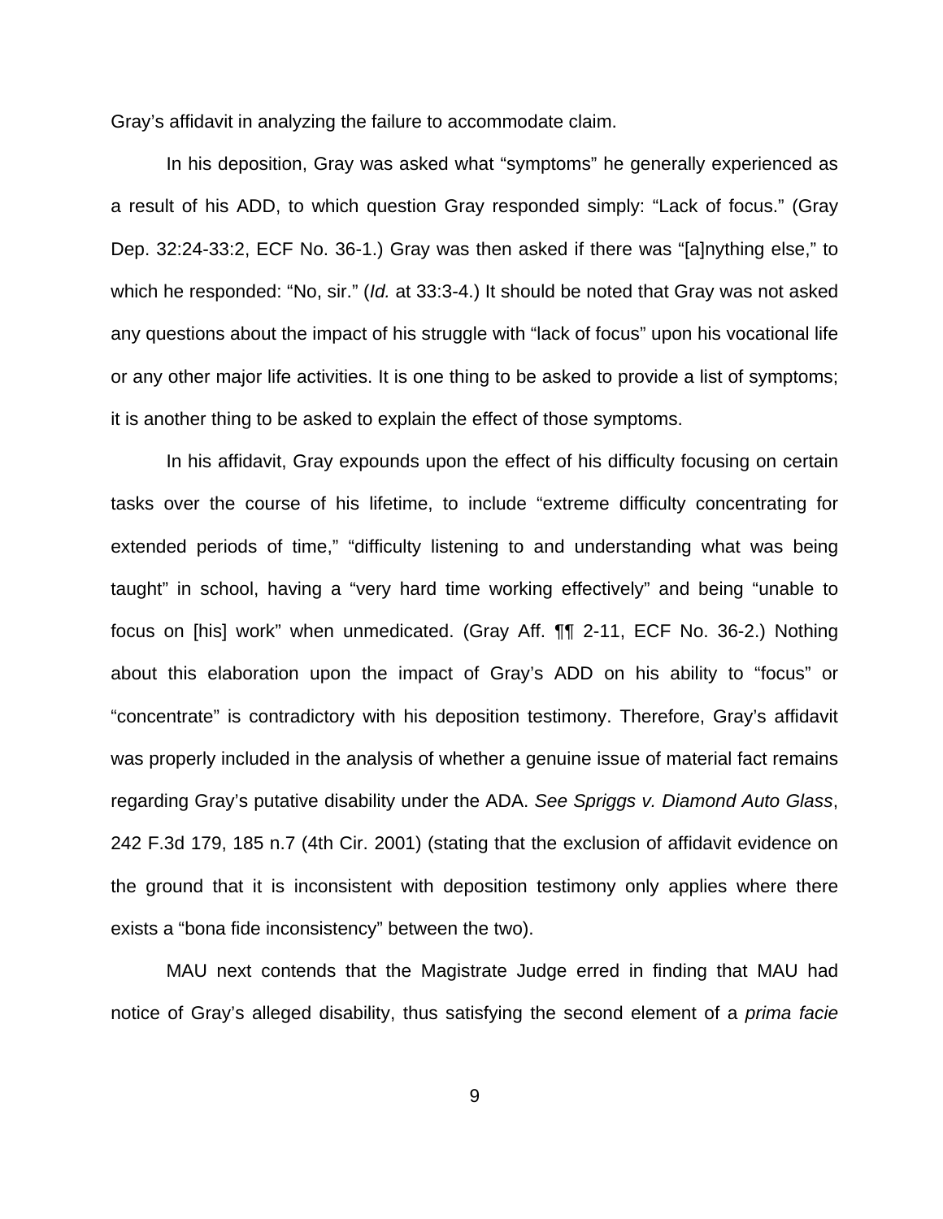Gray's affidavit in analyzing the failure to accommodate claim.

In his deposition, Gray was asked what "symptoms" he generally experienced as a result of his ADD, to which question Gray responded simply: "Lack of focus." (Gray Dep. 32:24-33:2, ECF No. 36-1.) Gray was then asked if there was "[a]nything else," to which he responded: "No, sir." (*Id.* at 33:3-4.) It should be noted that Gray was not asked any questions about the impact of his struggle with "lack of focus" upon his vocational life or any other major life activities. It is one thing to be asked to provide a list of symptoms; it is another thing to be asked to explain the effect of those symptoms.

In his affidavit, Gray expounds upon the effect of his difficulty focusing on certain tasks over the course of his lifetime, to include "extreme difficulty concentrating for extended periods of time," "difficulty listening to and understanding what was being taught" in school, having a "very hard time working effectively" and being "unable to focus on [his] work" when unmedicated. (Gray Aff. ¶¶ 2-11, ECF No. 36-2.) Nothing about this elaboration upon the impact of Gray's ADD on his ability to "focus" or "concentrate" is contradictory with his deposition testimony. Therefore, Gray's affidavit was properly included in the analysis of whether a genuine issue of material fact remains regarding Gray's putative disability under the ADA. *See Spriggs v. Diamond Auto Glass*, 242 F.3d 179, 185 n.7 (4th Cir. 2001) (stating that the exclusion of affidavit evidence on the ground that it is inconsistent with deposition testimony only applies where there exists a "bona fide inconsistency" between the two).

MAU next contends that the Magistrate Judge erred in finding that MAU had notice of Gray's alleged disability, thus satisfying the second element of a *prima facie*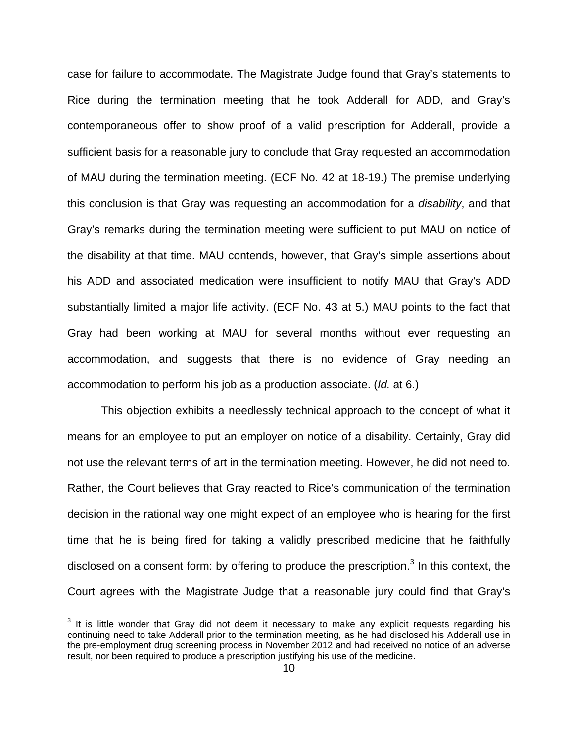case for failure to accommodate. The Magistrate Judge found that Gray's statements to Rice during the termination meeting that he took Adderall for ADD, and Gray's contemporaneous offer to show proof of a valid prescription for Adderall, provide a sufficient basis for a reasonable jury to conclude that Gray requested an accommodation of MAU during the termination meeting. (ECF No. 42 at 18-19.) The premise underlying this conclusion is that Gray was requesting an accommodation for a *disability*, and that Gray's remarks during the termination meeting were sufficient to put MAU on notice of the disability at that time. MAU contends, however, that Gray's simple assertions about his ADD and associated medication were insufficient to notify MAU that Gray's ADD substantially limited a major life activity. (ECF No. 43 at 5.) MAU points to the fact that Gray had been working at MAU for several months without ever requesting an accommodation, and suggests that there is no evidence of Gray needing an accommodation to perform his job as a production associate. (*Id.* at 6.)

This objection exhibits a needlessly technical approach to the concept of what it means for an employee to put an employer on notice of a disability. Certainly, Gray did not use the relevant terms of art in the termination meeting. However, he did not need to. Rather, the Court believes that Gray reacted to Rice's communication of the termination decision in the rational way one might expect of an employee who is hearing for the first time that he is being fired for taking a validly prescribed medicine that he faithfully disclosed on a consent form: by offering to produce the prescription.[3] In this context, the Court agrees with the Magistrate Judge that a reasonable jury could find that Gray's

[3] It is little wonder that Gray did not deem it necessary to make any explicit requests regarding his continuing need to take Adderall prior to the termination meeting, as he had disclosed his Adderall use in the pre-employment drug screening process in November 2012 and had received no notice of an adverse result, nor been required to produce a prescription justifying his use of the medicine.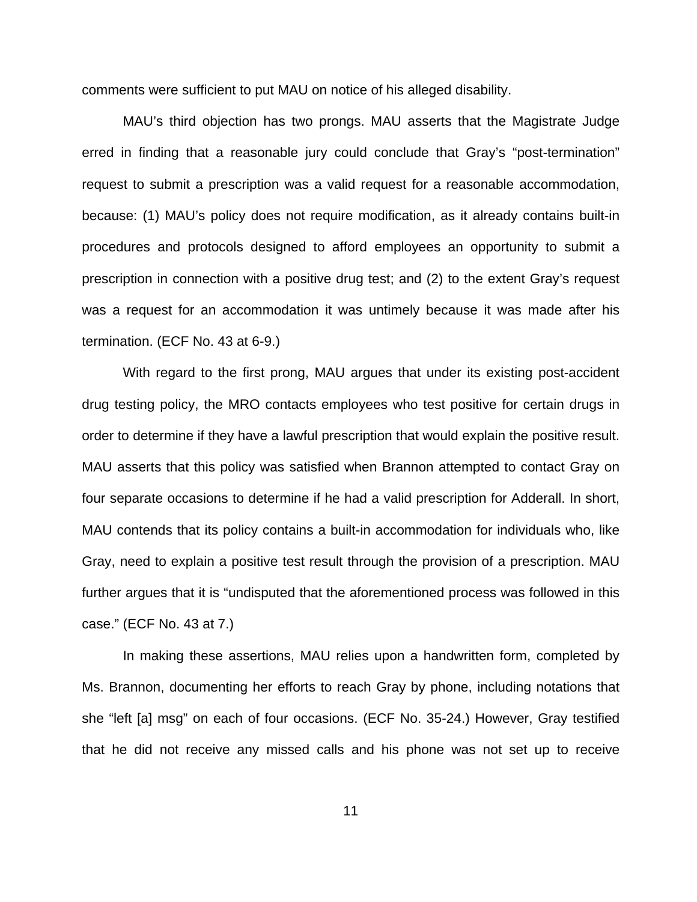comments were sufficient to put MAU on notice of his alleged disability.

MAU's third objection has two prongs. MAU asserts that the Magistrate Judge erred in finding that a reasonable jury could conclude that Gray's "post-termination" request to submit a prescription was a valid request for a reasonable accommodation, because: (1) MAU's policy does not require modification, as it already contains built-in procedures and protocols designed to afford employees an opportunity to submit a prescription in connection with a positive drug test; and (2) to the extent Gray's request was a request for an accommodation it was untimely because it was made after his termination. (ECF No. 43 at 6-9.)

With regard to the first prong, MAU argues that under its existing post-accident drug testing policy, the MRO contacts employees who test positive for certain drugs in order to determine if they have a lawful prescription that would explain the positive result. MAU asserts that this policy was satisfied when Brannon attempted to contact Gray on four separate occasions to determine if he had a valid prescription for Adderall. In short, MAU contends that its policy contains a built-in accommodation for individuals who, like Gray, need to explain a positive test result through the provision of a prescription. MAU further argues that it is "undisputed that the aforementioned process was followed in this case." (ECF No. 43 at 7.)

In making these assertions, MAU relies upon a handwritten form, completed by Ms. Brannon, documenting her efforts to reach Gray by phone, including notations that she "left [a] msg" on each of four occasions. (ECF No. 35-24.) However, Gray testified that he did not receive any missed calls and his phone was not set up to receive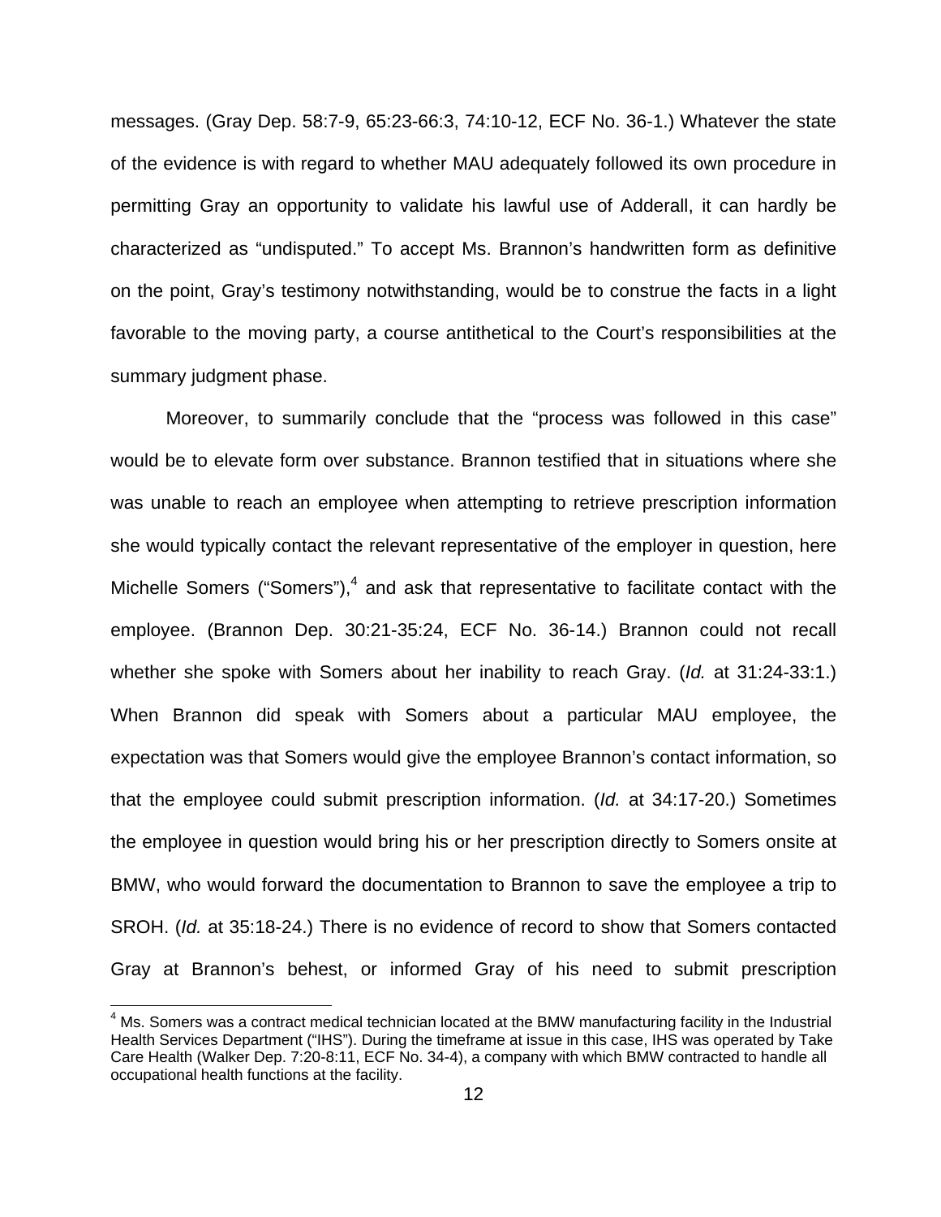messages. (Gray Dep. 58:7-9, 65:23-66:3, 74:10-12, ECF No. 36-1.) Whatever the state of the evidence is with regard to whether MAU adequately followed its own procedure in permitting Gray an opportunity to validate his lawful use of Adderall, it can hardly be characterized as "undisputed." To accept Ms. Brannon's handwritten form as definitive on the point, Gray's testimony notwithstanding, would be to construe the facts in a light favorable to the moving party, a course antithetical to the Court's responsibilities at the summary judgment phase.

Moreover, to summarily conclude that the "process was followed in this case" would be to elevate form over substance. Brannon testified that in situations where she was unable to reach an employee when attempting to retrieve prescription information she would typically contact the relevant representative of the employer in question, here Michelle Somers ("Somers"),[4] and ask that representative to facilitate contact with the employee. (Brannon Dep. 30:21-35:24, ECF No. 36-14.) Brannon could not recall whether she spoke with Somers about her inability to reach Gray. (*Id.* at 31:24-33:1.) When Brannon did speak with Somers about a particular MAU employee, the expectation was that Somers would give the employee Brannon's contact information, so that the employee could submit prescription information. (*Id.* at 34:17-20.) Sometimes the employee in question would bring his or her prescription directly to Somers onsite at BMW, who would forward the documentation to Brannon to save the employee a trip to SROH. (*Id.* at 35:18-24.) There is no evidence of record to show that Somers contacted Gray at Brannon's behest, or informed Gray of his need to submit prescription

[4] Ms. Somers was a contract medical technician located at the BMW manufacturing facility in the Industrial Health Services Department ("IHS"). During the timeframe at issue in this case, IHS was operated by Take Care Health (Walker Dep. 7:20-8:11, ECF No. 34-4), a company with which BMW contracted to handle all occupational health functions at the facility.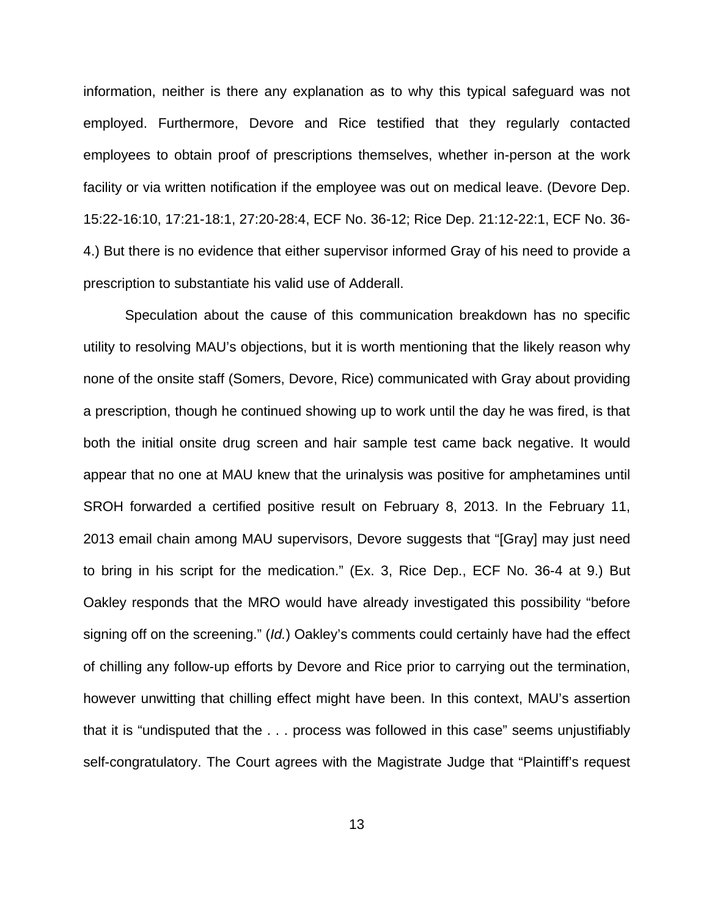information, neither is there any explanation as to why this typical safeguard was not employed. Furthermore, Devore and Rice testified that they regularly contacted employees to obtain proof of prescriptions themselves, whether in-person at the work facility or via written notification if the employee was out on medical leave. (Devore Dep. 15:22-16:10, 17:21-18:1, 27:20-28:4, ECF No. 36-12; Rice Dep. 21:12-22:1, ECF No. 36-4.) But there is no evidence that either supervisor informed Gray of his need to provide a prescription to substantiate his valid use of Adderall.

Speculation about the cause of this communication breakdown has no specific utility to resolving MAU's objections, but it is worth mentioning that the likely reason why none of the onsite staff (Somers, Devore, Rice) communicated with Gray about providing a prescription, though he continued showing up to work until the day he was fired, is that both the initial onsite drug screen and hair sample test came back negative. It would appear that no one at MAU knew that the urinalysis was positive for amphetamines until SROH forwarded a certified positive result on February 8, 2013. In the February 11, 2013 email chain among MAU supervisors, Devore suggests that "[Gray] may just need to bring in his script for the medication." (Ex. 3, Rice Dep., ECF No. 36-4 at 9.) But Oakley responds that the MRO would have already investigated this possibility "before signing off on the screening." (*Id.*) Oakley's comments could certainly have had the effect of chilling any follow-up efforts by Devore and Rice prior to carrying out the termination, however unwitting that chilling effect might have been. In this context, MAU's assertion that it is "undisputed that the . . . process was followed in this case" seems unjustifiably self-congratulatory. The Court agrees with the Magistrate Judge that "Plaintiff's request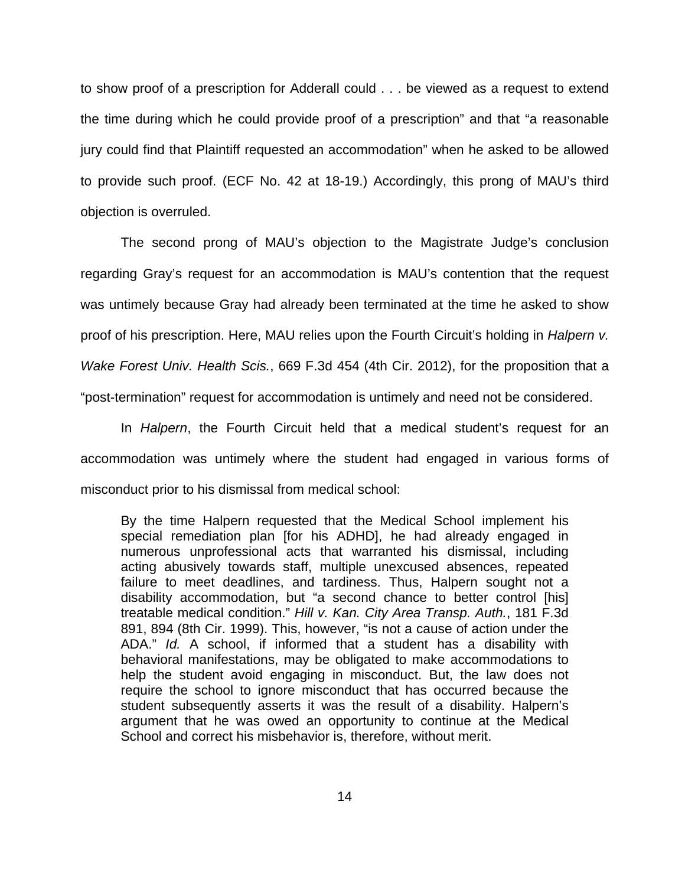to show proof of a prescription for Adderall could . . . be viewed as a request to extend the time during which he could provide proof of a prescription" and that "a reasonable jury could find that Plaintiff requested an accommodation" when he asked to be allowed to provide such proof. (ECF No. 42 at 18-19.) Accordingly, this prong of MAU's third objection is overruled.

The second prong of MAU's objection to the Magistrate Judge's conclusion regarding Gray's request for an accommodation is MAU's contention that the request was untimely because Gray had already been terminated at the time he asked to show proof of his prescription. Here, MAU relies upon the Fourth Circuit's holding in *Halpern v. Wake Forest Univ. Health Scis.*, 669 F.3d 454 (4th Cir. 2012), for the proposition that a "post-termination" request for accommodation is untimely and need not be considered.

In *Halpern*, the Fourth Circuit held that a medical student's request for an accommodation was untimely where the student had engaged in various forms of misconduct prior to his dismissal from medical school:

> By the time Halpern requested that the Medical School implement his special remediation plan [for his ADHD], he had already engaged in numerous unprofessional acts that warranted his dismissal, including acting abusively towards staff, multiple unexcused absences, repeated failure to meet deadlines, and tardiness. Thus, Halpern sought not a disability accommodation, but "a second chance to better control [his] treatable medical condition." *Hill v. Kan. City Area Transp. Auth.*, 181 F.3d 891, 894 (8th Cir. 1999). This, however, "is not a cause of action under the ADA." *Id.* A school, if informed that a student has a disability with behavioral manifestations, may be obligated to make accommodations to help the student avoid engaging in misconduct. But, the law does not require the school to ignore misconduct that has occurred because the student subsequently asserts it was the result of a disability. Halpern's argument that he was owed an opportunity to continue at the Medical School and correct his misbehavior is, therefore, without merit.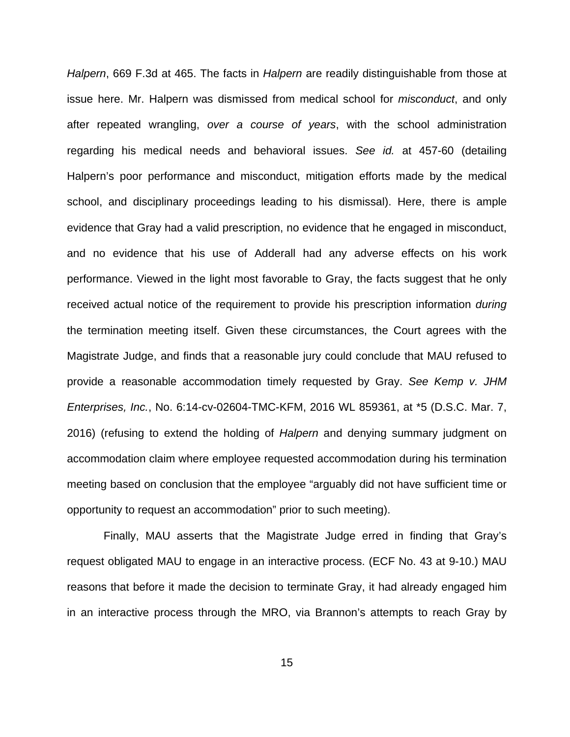*Halpern*, 669 F.3d at 465. The facts in *Halpern* are readily distinguishable from those at issue here. Mr. Halpern was dismissed from medical school for *misconduct*, and only after repeated wrangling, *over a course of years*, with the school administration regarding his medical needs and behavioral issues. *See id.* at 457-60 (detailing Halpern's poor performance and misconduct, mitigation efforts made by the medical school, and disciplinary proceedings leading to his dismissal). Here, there is ample evidence that Gray had a valid prescription, no evidence that he engaged in misconduct, and no evidence that his use of Adderall had any adverse effects on his work performance. Viewed in the light most favorable to Gray, the facts suggest that he only received actual notice of the requirement to provide his prescription information *during* the termination meeting itself. Given these circumstances, the Court agrees with the Magistrate Judge, and finds that a reasonable jury could conclude that MAU refused to provide a reasonable accommodation timely requested by Gray. *See Kemp v. JHM Enterprises, Inc.*, No. 6:14-cv-02604-TMC-KFM, 2016 WL 859361, at *5 (D.S.C. Mar. 7, 2016) (refusing to extend the holding of *Halpern* and denying summary judgment on accommodation claim where employee requested accommodation during his termination meeting based on conclusion that the employee "arguably did not have sufficient time or opportunity to request an accommodation" prior to such meeting).

Finally, MAU asserts that the Magistrate Judge erred in finding that Gray's request obligated MAU to engage in an interactive process. (ECF No. 43 at 9-10.) MAU reasons that before it made the decision to terminate Gray, it had already engaged him in an interactive process through the MRO, via Brannon's attempts to reach Gray by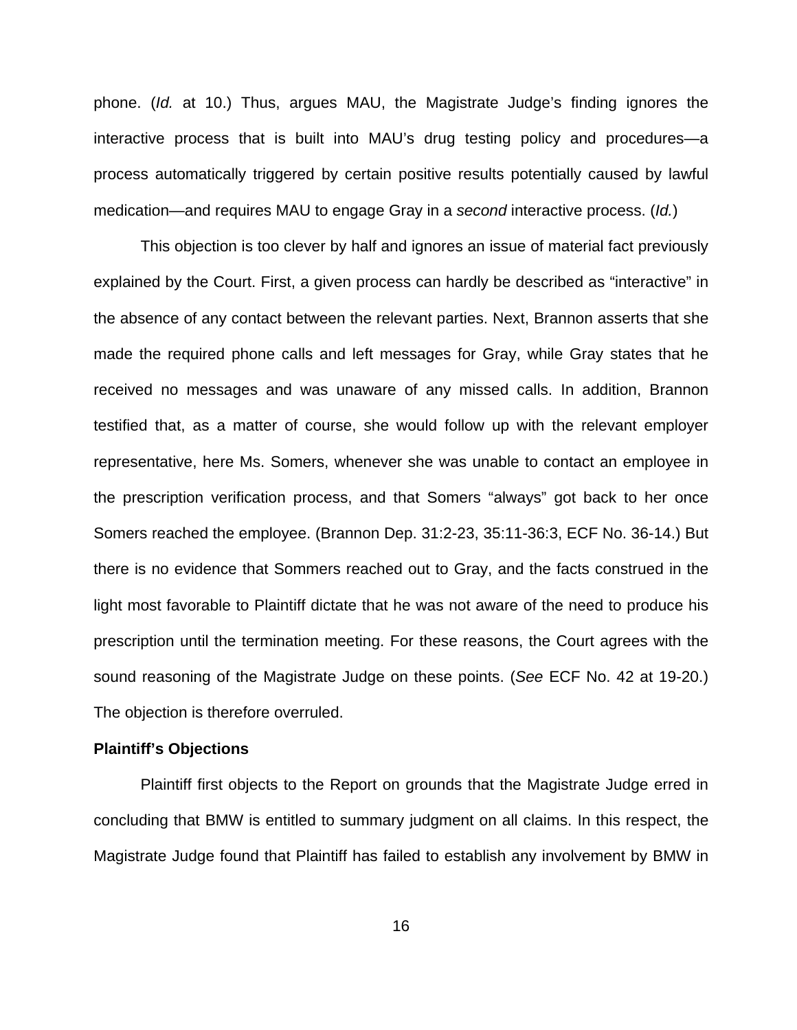phone. (*Id.* at 10.) Thus, argues MAU, the Magistrate Judge's finding ignores the interactive process that is built into MAU's drug testing policy and procedures—a process automatically triggered by certain positive results potentially caused by lawful medication—and requires MAU to engage Gray in a *second* interactive process. (*Id.*)

This objection is too clever by half and ignores an issue of material fact previously explained by the Court. First, a given process can hardly be described as "interactive" in the absence of any contact between the relevant parties. Next, Brannon asserts that she made the required phone calls and left messages for Gray, while Gray states that he received no messages and was unaware of any missed calls. In addition, Brannon testified that, as a matter of course, she would follow up with the relevant employer representative, here Ms. Somers, whenever she was unable to contact an employee in the prescription verification process, and that Somers "always" got back to her once Somers reached the employee. (Brannon Dep. 31:2-23, 35:11-36:3, ECF No. 36-14.) But there is no evidence that Sommers reached out to Gray, and the facts construed in the light most favorable to Plaintiff dictate that he was not aware of the need to produce his prescription until the termination meeting. For these reasons, the Court agrees with the sound reasoning of the Magistrate Judge on these points. (*See* ECF No. 42 at 19-20.) The objection is therefore overruled.

**Plaintiff's Objections**

Plaintiff first objects to the Report on grounds that the Magistrate Judge erred in concluding that BMW is entitled to summary judgment on all claims. In this respect, the Magistrate Judge found that Plaintiff has failed to establish any involvement by BMW in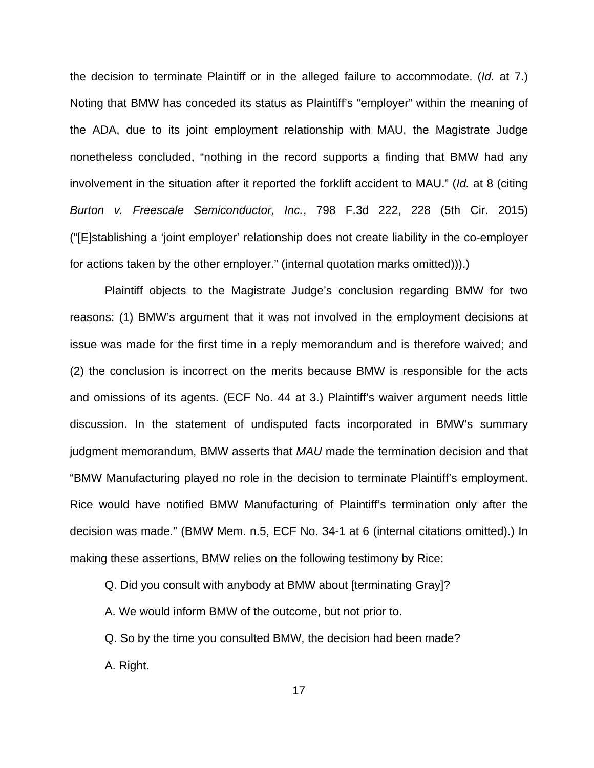the decision to terminate Plaintiff or in the alleged failure to accommodate. (*Id.* at 7.) Noting that BMW has conceded its status as Plaintiff's "employer" within the meaning of the ADA, due to its joint employment relationship with MAU, the Magistrate Judge nonetheless concluded, "nothing in the record supports a finding that BMW had any involvement in the situation after it reported the forklift accident to MAU." (*Id.* at 8 (citing *Burton v. Freescale Semiconductor, Inc.*, 798 F.3d 222, 228 (5th Cir. 2015) ("[E]stablishing a 'joint employer' relationship does not create liability in the co-employer for actions taken by the other employer." (internal quotation marks omitted))).)

Plaintiff objects to the Magistrate Judge's conclusion regarding BMW for two reasons: (1) BMW's argument that it was not involved in the employment decisions at issue was made for the first time in a reply memorandum and is therefore waived; and (2) the conclusion is incorrect on the merits because BMW is responsible for the acts and omissions of its agents. (ECF No. 44 at 3.) Plaintiff's waiver argument needs little discussion. In the statement of undisputed facts incorporated in BMW's summary judgment memorandum, BMW asserts that *MAU* made the termination decision and that "BMW Manufacturing played no role in the decision to terminate Plaintiff's employment. Rice would have notified BMW Manufacturing of Plaintiff's termination only after the decision was made." (BMW Mem. n.5, ECF No. 34-1 at 6 (internal citations omitted).) In making these assertions, BMW relies on the following testimony by Rice:

> Q. Did you consult with anybody at BMW about [terminating Gray]?
>
> A. We would inform BMW of the outcome, but not prior to.
>
> Q. So by the time you consulted BMW, the decision had been made?
>
> A. Right.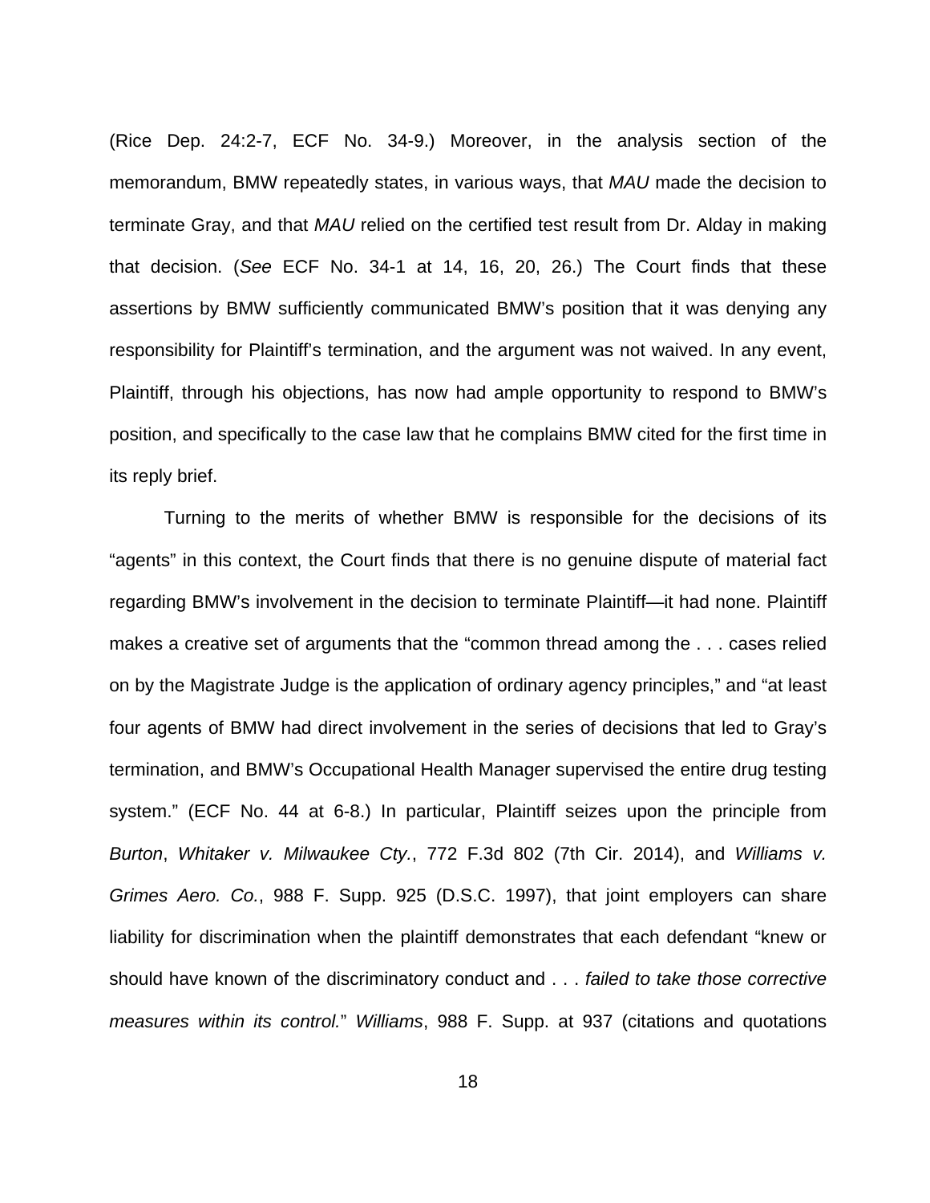(Rice Dep. 24:2-7, ECF No. 34-9.) Moreover, in the analysis section of the memorandum, BMW repeatedly states, in various ways, that *MAU* made the decision to terminate Gray, and that *MAU* relied on the certified test result from Dr. Alday in making that decision. (*See* ECF No. 34-1 at 14, 16, 20, 26.) The Court finds that these assertions by BMW sufficiently communicated BMW's position that it was denying any responsibility for Plaintiff's termination, and the argument was not waived. In any event, Plaintiff, through his objections, has now had ample opportunity to respond to BMW's position, and specifically to the case law that he complains BMW cited for the first time in its reply brief.

Turning to the merits of whether BMW is responsible for the decisions of its "agents" in this context, the Court finds that there is no genuine dispute of material fact regarding BMW's involvement in the decision to terminate Plaintiff—it had none. Plaintiff makes a creative set of arguments that the "common thread among the . . . cases relied on by the Magistrate Judge is the application of ordinary agency principles," and "at least four agents of BMW had direct involvement in the series of decisions that led to Gray's termination, and BMW's Occupational Health Manager supervised the entire drug testing system." (ECF No. 44 at 6-8.) In particular, Plaintiff seizes upon the principle from *Burton*, *Whitaker v. Milwaukee Cty.*, 772 F.3d 802 (7th Cir. 2014), and *Williams v. Grimes Aero. Co.*, 988 F. Supp. 925 (D.S.C. 1997), that joint employers can share liability for discrimination when the plaintiff demonstrates that each defendant "knew or should have known of the discriminatory conduct and . . . *failed to take those corrective measures within its control.*" *Williams*, 988 F. Supp. at 937 (citations and quotations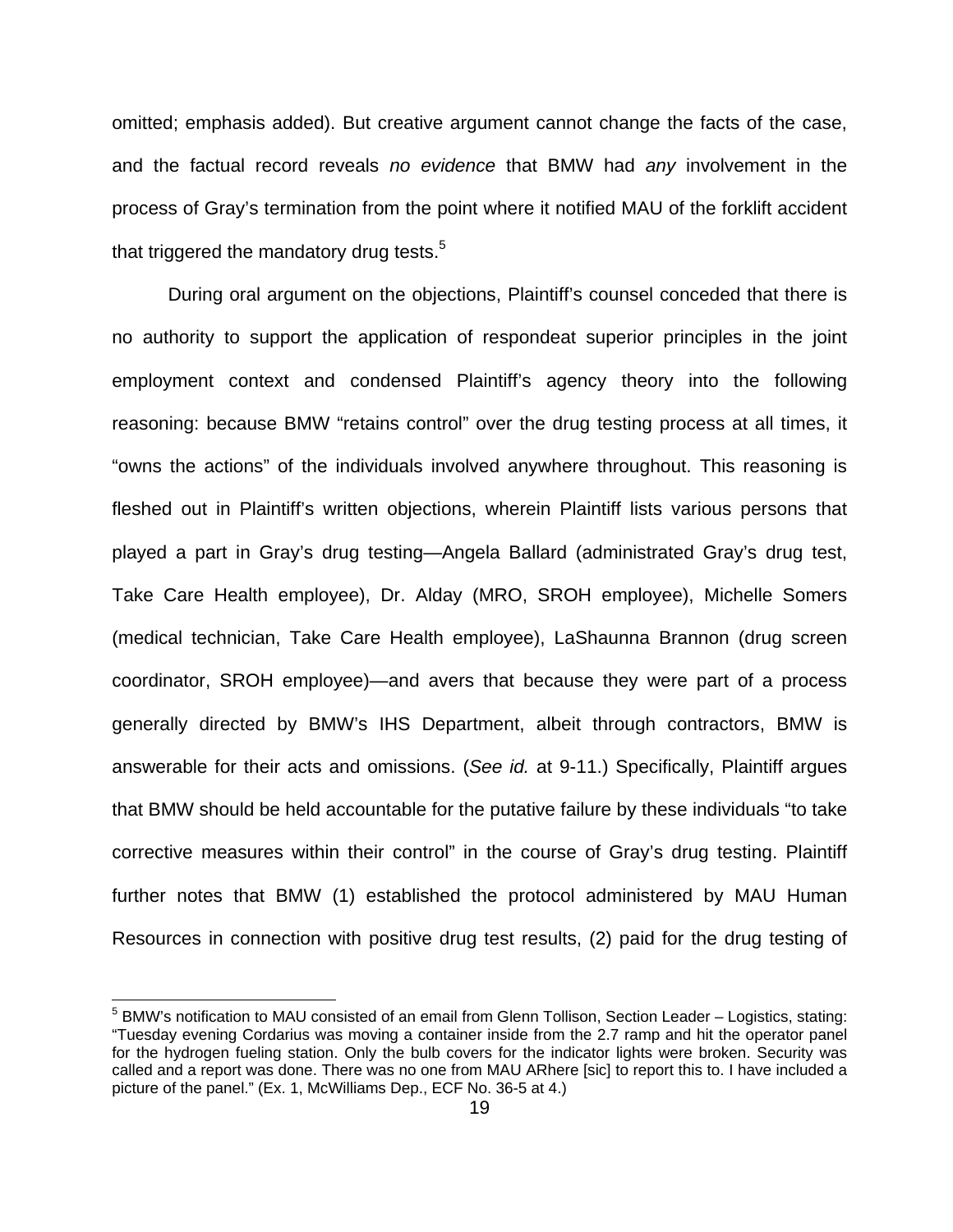omitted; emphasis added). But creative argument cannot change the facts of the case, and the factual record reveals *no evidence* that BMW had *any* involvement in the process of Gray's termination from the point where it notified MAU of the forklift accident that triggered the mandatory drug tests.[5]

During oral argument on the objections, Plaintiff's counsel conceded that there is no authority to support the application of respondeat superior principles in the joint employment context and condensed Plaintiff's agency theory into the following reasoning: because BMW "retains control" over the drug testing process at all times, it "owns the actions" of the individuals involved anywhere throughout. This reasoning is fleshed out in Plaintiff's written objections, wherein Plaintiff lists various persons that played a part in Gray's drug testing—Angela Ballard (administrated Gray's drug test, Take Care Health employee), Dr. Alday (MRO, SROH employee), Michelle Somers (medical technician, Take Care Health employee), LaShaunna Brannon (drug screen coordinator, SROH employee)—and avers that because they were part of a process generally directed by BMW's IHS Department, albeit through contractors, BMW is answerable for their acts and omissions. (*See id.* at 9-11.) Specifically, Plaintiff argues that BMW should be held accountable for the putative failure by these individuals "to take corrective measures within their control" in the course of Gray's drug testing. Plaintiff further notes that BMW (1) established the protocol administered by MAU Human Resources in connection with positive drug test results, (2) paid for the drug testing of

[5] BMW's notification to MAU consisted of an email from Glenn Tollison, Section Leader – Logistics, stating: "Tuesday evening Cordarius was moving a container inside from the 2.7 ramp and hit the operator panel for the hydrogen fueling station. Only the bulb covers for the indicator lights were broken. Security was called and a report was done. There was no one from MAU ARhere [sic] to report this to. I have included a picture of the panel." (Ex. 1, McWilliams Dep., ECF No. 36-5 at 4.)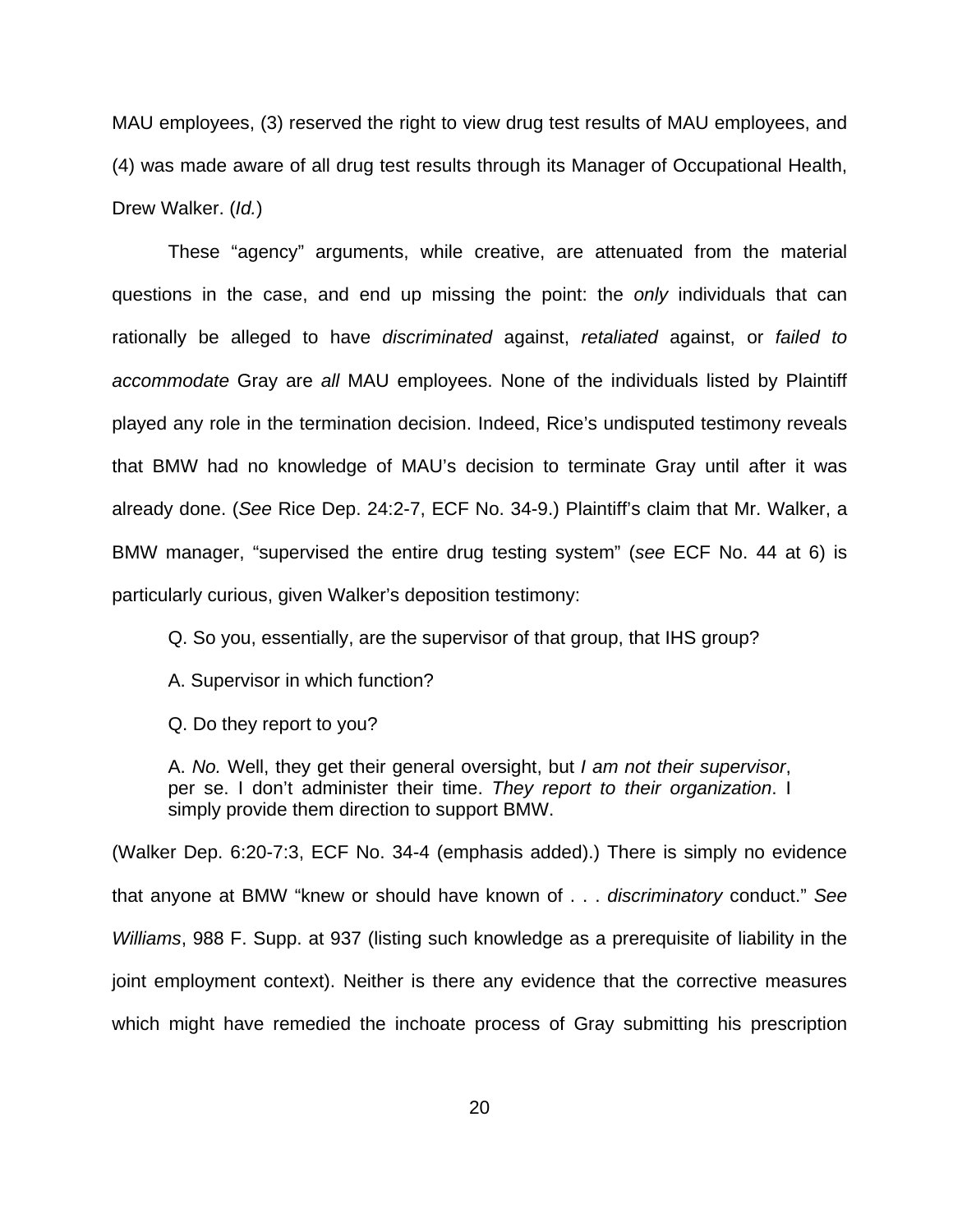MAU employees, (3) reserved the right to view drug test results of MAU employees, and (4) was made aware of all drug test results through its Manager of Occupational Health, Drew Walker. (*Id.*)

These "agency" arguments, while creative, are attenuated from the material questions in the case, and end up missing the point: the *only* individuals that can rationally be alleged to have *discriminated* against, *retaliated* against, or *failed to accommodate* Gray are *all* MAU employees. None of the individuals listed by Plaintiff played any role in the termination decision. Indeed, Rice's undisputed testimony reveals that BMW had no knowledge of MAU's decision to terminate Gray until after it was already done. (*See* Rice Dep. 24:2-7, ECF No. 34-9.) Plaintiff's claim that Mr. Walker, a BMW manager, "supervised the entire drug testing system" (*see* ECF No. 44 at 6) is particularly curious, given Walker's deposition testimony:

> Q. So you, essentially, are the supervisor of that group, that IHS group?
>
> A. Supervisor in which function?
>
> Q. Do they report to you?
>
> A. *No.* Well, they get their general oversight, but *I am not their supervisor*, per se. I don't administer their time. *They report to their organization*. I simply provide them direction to support BMW.

(Walker Dep. 6:20-7:3, ECF No. 34-4 (emphasis added).) There is simply no evidence that anyone at BMW "knew or should have known of . . . *discriminatory* conduct." *See Williams*, 988 F. Supp. at 937 (listing such knowledge as a prerequisite of liability in the joint employment context). Neither is there any evidence that the corrective measures which might have remedied the inchoate process of Gray submitting his prescription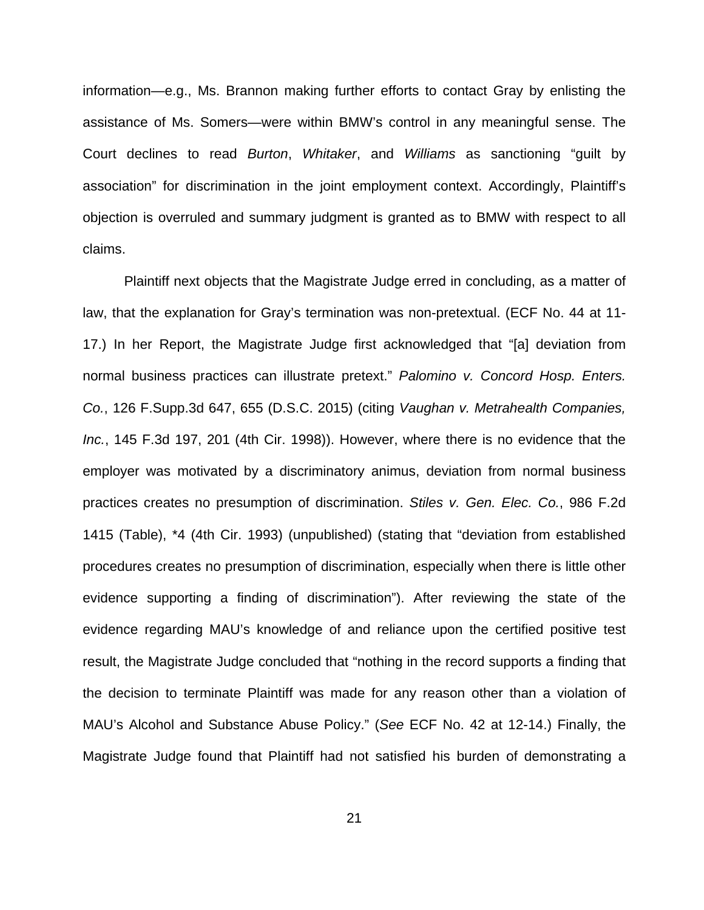information—e.g., Ms. Brannon making further efforts to contact Gray by enlisting the assistance of Ms. Somers—were within BMW's control in any meaningful sense. The Court declines to read *Burton*, *Whitaker*, and *Williams* as sanctioning "guilt by association" for discrimination in the joint employment context. Accordingly, Plaintiff's objection is overruled and summary judgment is granted as to BMW with respect to all claims.

Plaintiff next objects that the Magistrate Judge erred in concluding, as a matter of law, that the explanation for Gray's termination was non-pretextual. (ECF No. 44 at 11-17.) In her Report, the Magistrate Judge first acknowledged that "[a] deviation from normal business practices can illustrate pretext." *Palomino v. Concord Hosp. Enters. Co.*, 126 F.Supp.3d 647, 655 (D.S.C. 2015) (citing *Vaughan v. Metrahealth Companies, Inc.*, 145 F.3d 197, 201 (4th Cir. 1998)). However, where there is no evidence that the employer was motivated by a discriminatory animus, deviation from normal business practices creates no presumption of discrimination. *Stiles v. Gen. Elec. Co.*, 986 F.2d 1415 (Table), *4 (4th Cir. 1993) (unpublished) (stating that "deviation from established procedures creates no presumption of discrimination, especially when there is little other evidence supporting a finding of discrimination"). After reviewing the state of the evidence regarding MAU's knowledge of and reliance upon the certified positive test result, the Magistrate Judge concluded that "nothing in the record supports a finding that the decision to terminate Plaintiff was made for any reason other than a violation of MAU's Alcohol and Substance Abuse Policy." (*See* ECF No. 42 at 12-14.) Finally, the Magistrate Judge found that Plaintiff had not satisfied his burden of demonstrating a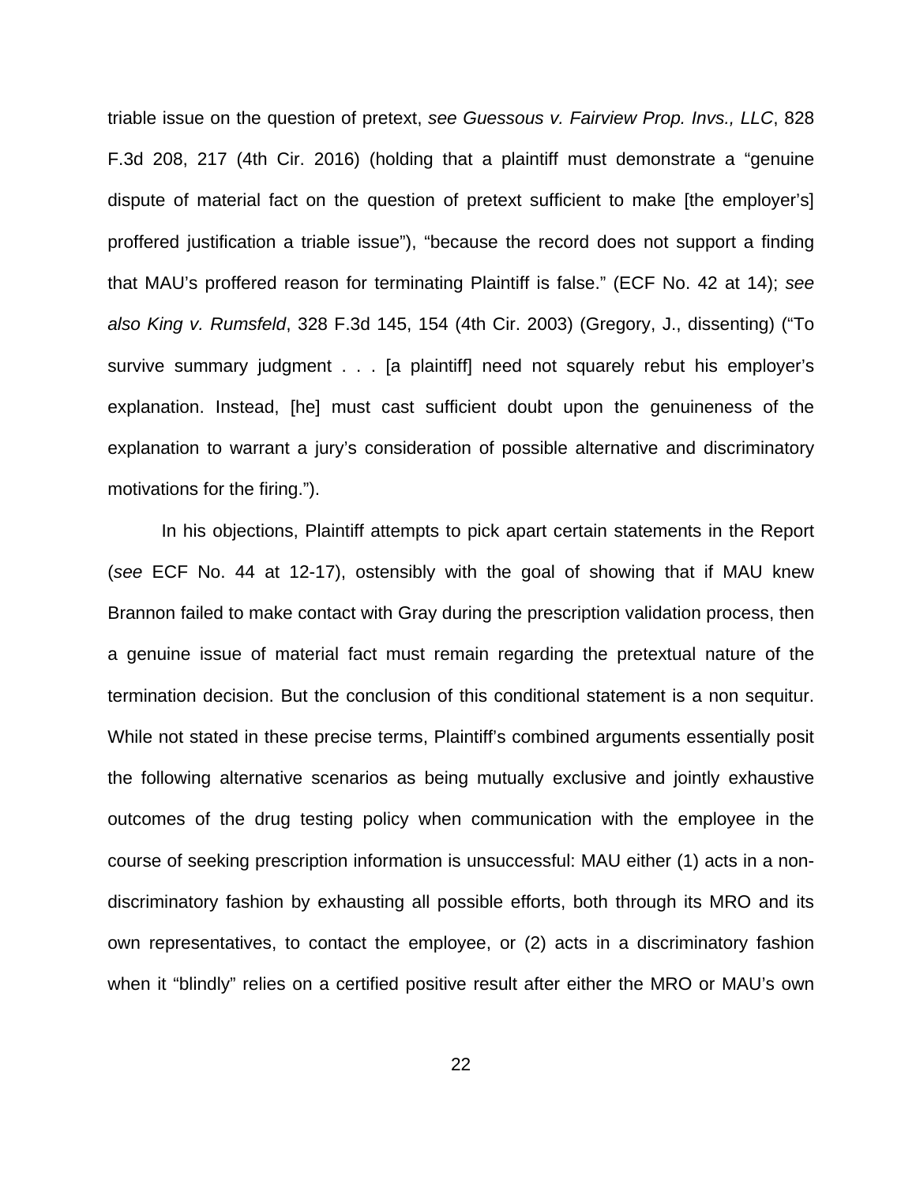triable issue on the question of pretext, *see Guessous v. Fairview Prop. Invs., LLC*, 828 F.3d 208, 217 (4th Cir. 2016) (holding that a plaintiff must demonstrate a "genuine dispute of material fact on the question of pretext sufficient to make [the employer's] proffered justification a triable issue"), "because the record does not support a finding that MAU's proffered reason for terminating Plaintiff is false." (ECF No. 42 at 14); *see also King v. Rumsfeld*, 328 F.3d 145, 154 (4th Cir. 2003) (Gregory, J., dissenting) ("To survive summary judgment . . . [a plaintiff] need not squarely rebut his employer's explanation. Instead, [he] must cast sufficient doubt upon the genuineness of the explanation to warrant a jury's consideration of possible alternative and discriminatory motivations for the firing.").

In his objections, Plaintiff attempts to pick apart certain statements in the Report (*see* ECF No. 44 at 12-17), ostensibly with the goal of showing that if MAU knew Brannon failed to make contact with Gray during the prescription validation process, then a genuine issue of material fact must remain regarding the pretextual nature of the termination decision. But the conclusion of this conditional statement is a non sequitur. While not stated in these precise terms, Plaintiff's combined arguments essentially posit the following alternative scenarios as being mutually exclusive and jointly exhaustive outcomes of the drug testing policy when communication with the employee in the course of seeking prescription information is unsuccessful: MAU either (1) acts in a non-discriminatory fashion by exhausting all possible efforts, both through its MRO and its own representatives, to contact the employee, or (2) acts in a discriminatory fashion when it "blindly" relies on a certified positive result after either the MRO or MAU's own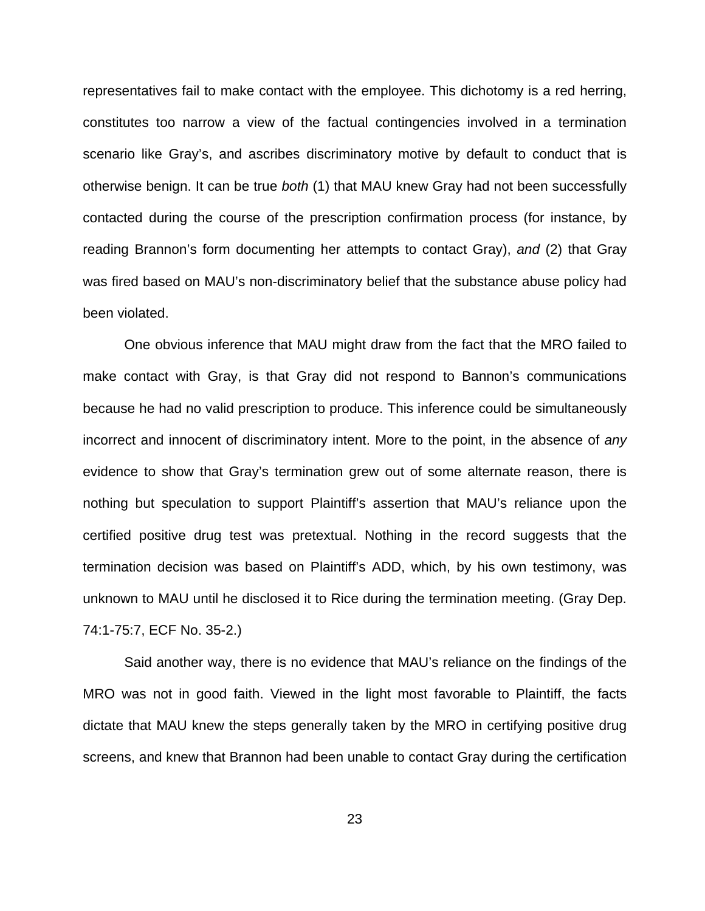representatives fail to make contact with the employee. This dichotomy is a red herring, constitutes too narrow a view of the factual contingencies involved in a termination scenario like Gray's, and ascribes discriminatory motive by default to conduct that is otherwise benign. It can be true *both* (1) that MAU knew Gray had not been successfully contacted during the course of the prescription confirmation process (for instance, by reading Brannon's form documenting her attempts to contact Gray), *and* (2) that Gray was fired based on MAU's non-discriminatory belief that the substance abuse policy had been violated.

One obvious inference that MAU might draw from the fact that the MRO failed to make contact with Gray, is that Gray did not respond to Bannon's communications because he had no valid prescription to produce. This inference could be simultaneously incorrect and innocent of discriminatory intent. More to the point, in the absence of *any* evidence to show that Gray's termination grew out of some alternate reason, there is nothing but speculation to support Plaintiff's assertion that MAU's reliance upon the certified positive drug test was pretextual. Nothing in the record suggests that the termination decision was based on Plaintiff's ADD, which, by his own testimony, was unknown to MAU until he disclosed it to Rice during the termination meeting. (Gray Dep. 74:1-75:7, ECF No. 35-2.)

Said another way, there is no evidence that MAU's reliance on the findings of the MRO was not in good faith. Viewed in the light most favorable to Plaintiff, the facts dictate that MAU knew the steps generally taken by the MRO in certifying positive drug screens, and knew that Brannon had been unable to contact Gray during the certification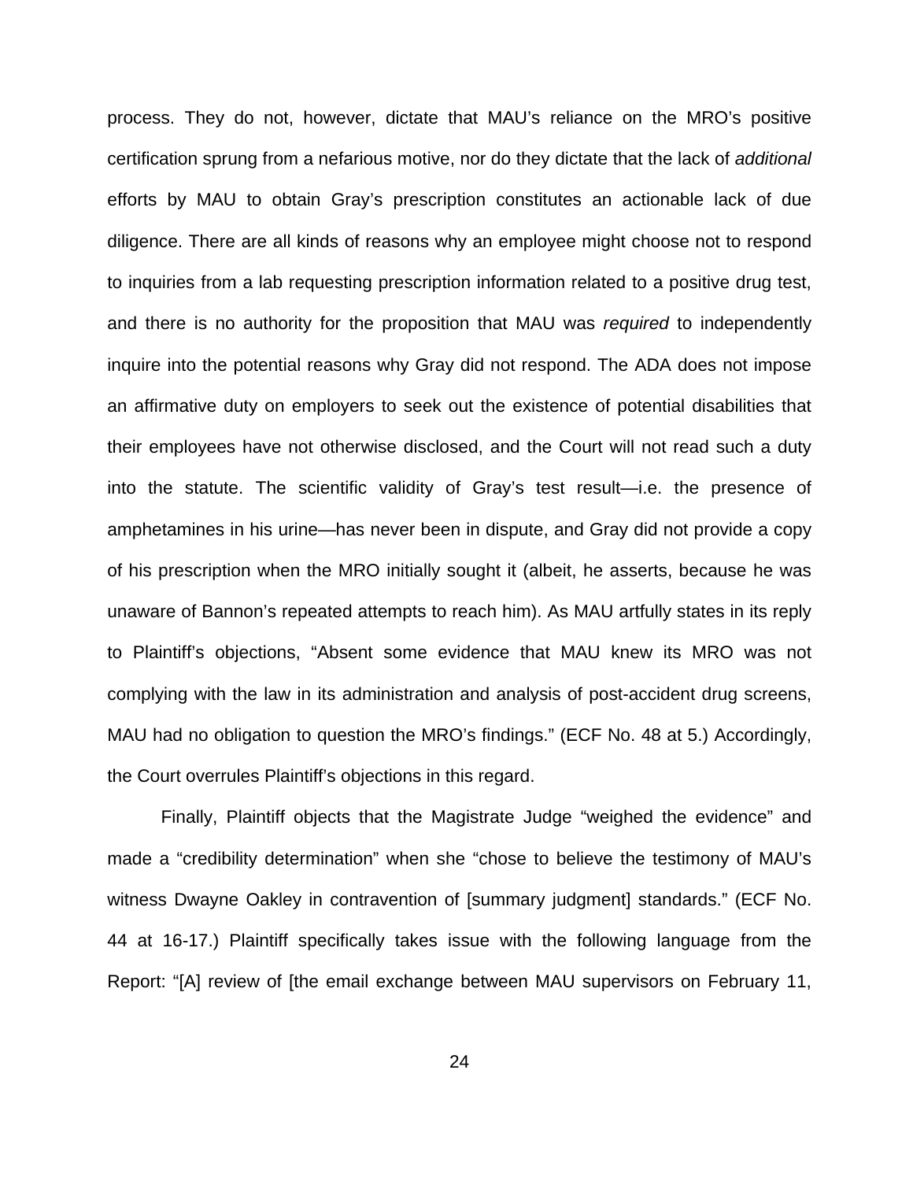process. They do not, however, dictate that MAU's reliance on the MRO's positive certification sprung from a nefarious motive, nor do they dictate that the lack of *additional* efforts by MAU to obtain Gray's prescription constitutes an actionable lack of due diligence. There are all kinds of reasons why an employee might choose not to respond to inquiries from a lab requesting prescription information related to a positive drug test, and there is no authority for the proposition that MAU was *required* to independently inquire into the potential reasons why Gray did not respond. The ADA does not impose an affirmative duty on employers to seek out the existence of potential disabilities that their employees have not otherwise disclosed, and the Court will not read such a duty into the statute. The scientific validity of Gray's test result—i.e. the presence of amphetamines in his urine—has never been in dispute, and Gray did not provide a copy of his prescription when the MRO initially sought it (albeit, he asserts, because he was unaware of Bannon's repeated attempts to reach him). As MAU artfully states in its reply to Plaintiff's objections, "Absent some evidence that MAU knew its MRO was not complying with the law in its administration and analysis of post-accident drug screens, MAU had no obligation to question the MRO's findings." (ECF No. 48 at 5.) Accordingly, the Court overrules Plaintiff's objections in this regard.

Finally, Plaintiff objects that the Magistrate Judge "weighed the evidence" and made a "credibility determination" when she "chose to believe the testimony of MAU's witness Dwayne Oakley in contravention of [summary judgment] standards." (ECF No. 44 at 16-17.) Plaintiff specifically takes issue with the following language from the Report: "[A] review of [the email exchange between MAU supervisors on February 11,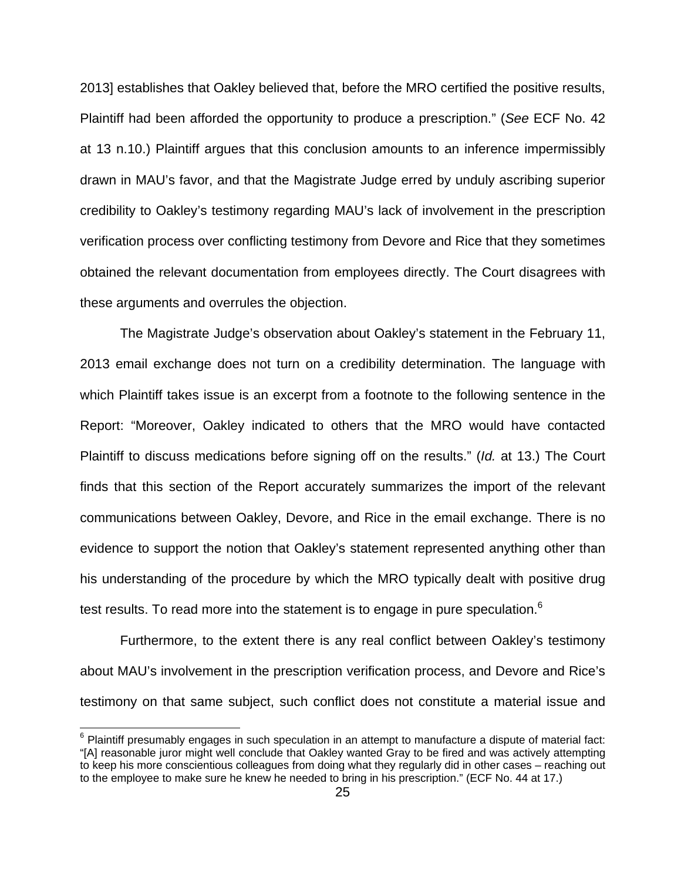2013] establishes that Oakley believed that, before the MRO certified the positive results, Plaintiff had been afforded the opportunity to produce a prescription." (*See* ECF No. 42 at 13 n.10.) Plaintiff argues that this conclusion amounts to an inference impermissibly drawn in MAU's favor, and that the Magistrate Judge erred by unduly ascribing superior credibility to Oakley's testimony regarding MAU's lack of involvement in the prescription verification process over conflicting testimony from Devore and Rice that they sometimes obtained the relevant documentation from employees directly. The Court disagrees with these arguments and overrules the objection.

The Magistrate Judge's observation about Oakley's statement in the February 11, 2013 email exchange does not turn on a credibility determination. The language with which Plaintiff takes issue is an excerpt from a footnote to the following sentence in the Report: "Moreover, Oakley indicated to others that the MRO would have contacted Plaintiff to discuss medications before signing off on the results." (*Id.* at 13.) The Court finds that this section of the Report accurately summarizes the import of the relevant communications between Oakley, Devore, and Rice in the email exchange. There is no evidence to support the notion that Oakley's statement represented anything other than his understanding of the procedure by which the MRO typically dealt with positive drug test results. To read more into the statement is to engage in pure speculation.[6]

Furthermore, to the extent there is any real conflict between Oakley's testimony about MAU's involvement in the prescription verification process, and Devore and Rice's testimony on that same subject, such conflict does not constitute a material issue and

[6] Plaintiff presumably engages in such speculation in an attempt to manufacture a dispute of material fact: "[A] reasonable juror might well conclude that Oakley wanted Gray to be fired and was actively attempting to keep his more conscientious colleagues from doing what they regularly did in other cases – reaching out to the employee to make sure he knew he needed to bring in his prescription." (ECF No. 44 at 17.)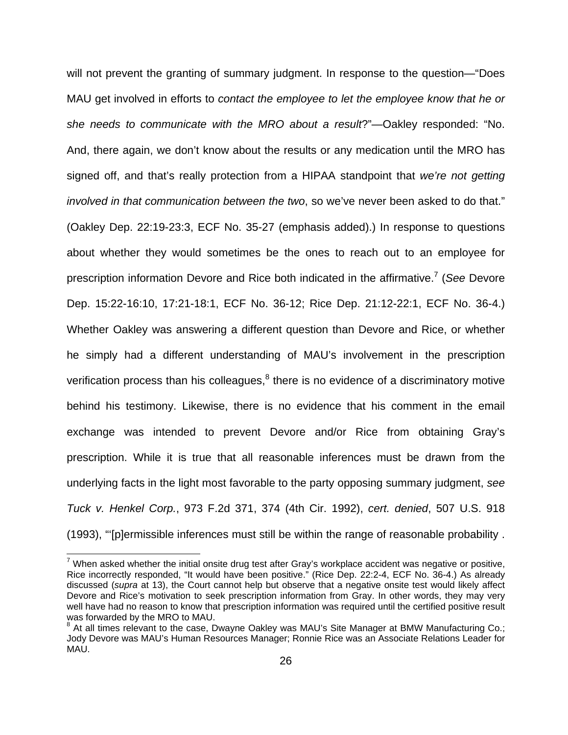will not prevent the granting of summary judgment. In response to the question—"Does MAU get involved in efforts to *contact the employee to let the employee know that he or she needs to communicate with the MRO about a result*?"—Oakley responded: "No. And, there again, we don't know about the results or any medication until the MRO has signed off, and that's really protection from a HIPAA standpoint that *we're not getting involved in that communication between the two*, so we've never been asked to do that." (Oakley Dep. 22:19-23:3, ECF No. 35-27 (emphasis added).) In response to questions about whether they would sometimes be the ones to reach out to an employee for prescription information Devore and Rice both indicated in the affirmative.[7] (*See* Devore Dep. 15:22-16:10, 17:21-18:1, ECF No. 36-12; Rice Dep. 21:12-22:1, ECF No. 36-4.) Whether Oakley was answering a different question than Devore and Rice, or whether he simply had a different understanding of MAU's involvement in the prescription verification process than his colleagues,[8] there is no evidence of a discriminatory motive behind his testimony. Likewise, there is no evidence that his comment in the email exchange was intended to prevent Devore and/or Rice from obtaining Gray's prescription. While it is true that all reasonable inferences must be drawn from the underlying facts in the light most favorable to the party opposing summary judgment, *see Tuck v. Henkel Corp.*, 973 F.2d 371, 374 (4th Cir. 1992), *cert. denied*, 507 U.S. 918 (1993), "'[p]ermissible inferences must still be within the range of reasonable probability .

---

[7] When asked whether the initial onsite drug test after Gray's workplace accident was negative or positive, Rice incorrectly responded, "It would have been positive." (Rice Dep. 22:2-4, ECF No. 36-4.) As already discussed (*supra* at 13), the Court cannot help but observe that a negative onsite test would likely affect Devore and Rice's motivation to seek prescription information from Gray. In other words, they may very well have had no reason to know that prescription information was required until the certified positive result was forwarded by the MRO to MAU.

[8] At all times relevant to the case, Dwayne Oakley was MAU's Site Manager at BMW Manufacturing Co.; Jody Devore was MAU's Human Resources Manager; Ronnie Rice was an Associate Relations Leader for MAU.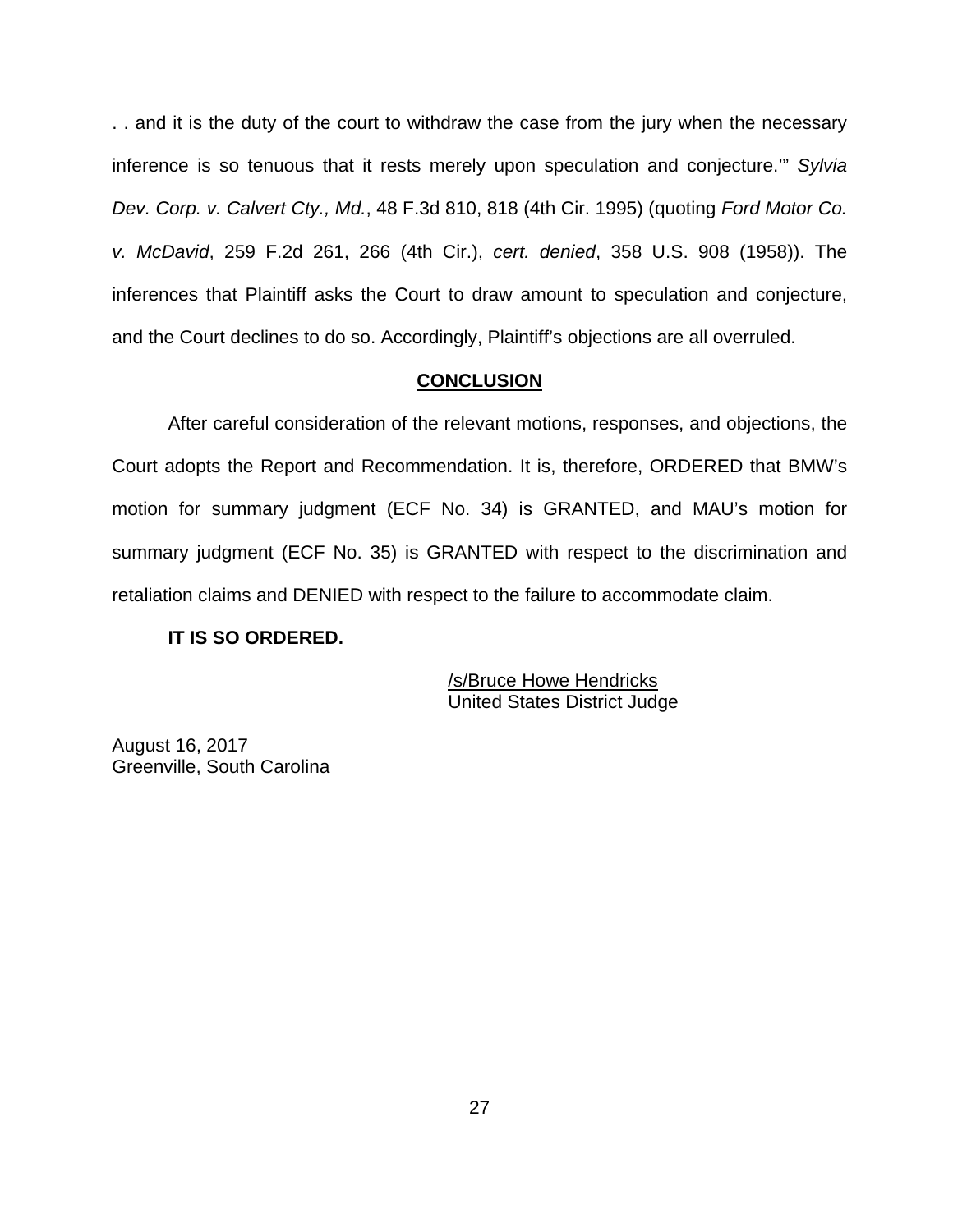. . and it is the duty of the court to withdraw the case from the jury when the necessary inference is so tenuous that it rests merely upon speculation and conjecture.'" *Sylvia Dev. Corp. v. Calvert Cty., Md.*, 48 F.3d 810, 818 (4th Cir. 1995) (quoting *Ford Motor Co. v. McDavid*, 259 F.2d 261, 266 (4th Cir.), *cert. denied*, 358 U.S. 908 (1958)). The inferences that Plaintiff asks the Court to draw amount to speculation and conjecture, and the Court declines to do so. Accordingly, Plaintiff's objections are all overruled.

## CONCLUSION

After careful consideration of the relevant motions, responses, and objections, the Court adopts the Report and Recommendation. It is, therefore, ORDERED that BMW's motion for summary judgment (ECF No. 34) is GRANTED, and MAU's motion for summary judgment (ECF No. 35) is GRANTED with respect to the discrimination and retaliation claims and DENIED with respect to the failure to accommodate claim.

**IT IS SO ORDERED.**

/s/Bruce Howe Hendricks
United States District Judge

August 16, 2017
Greenville, South Carolina